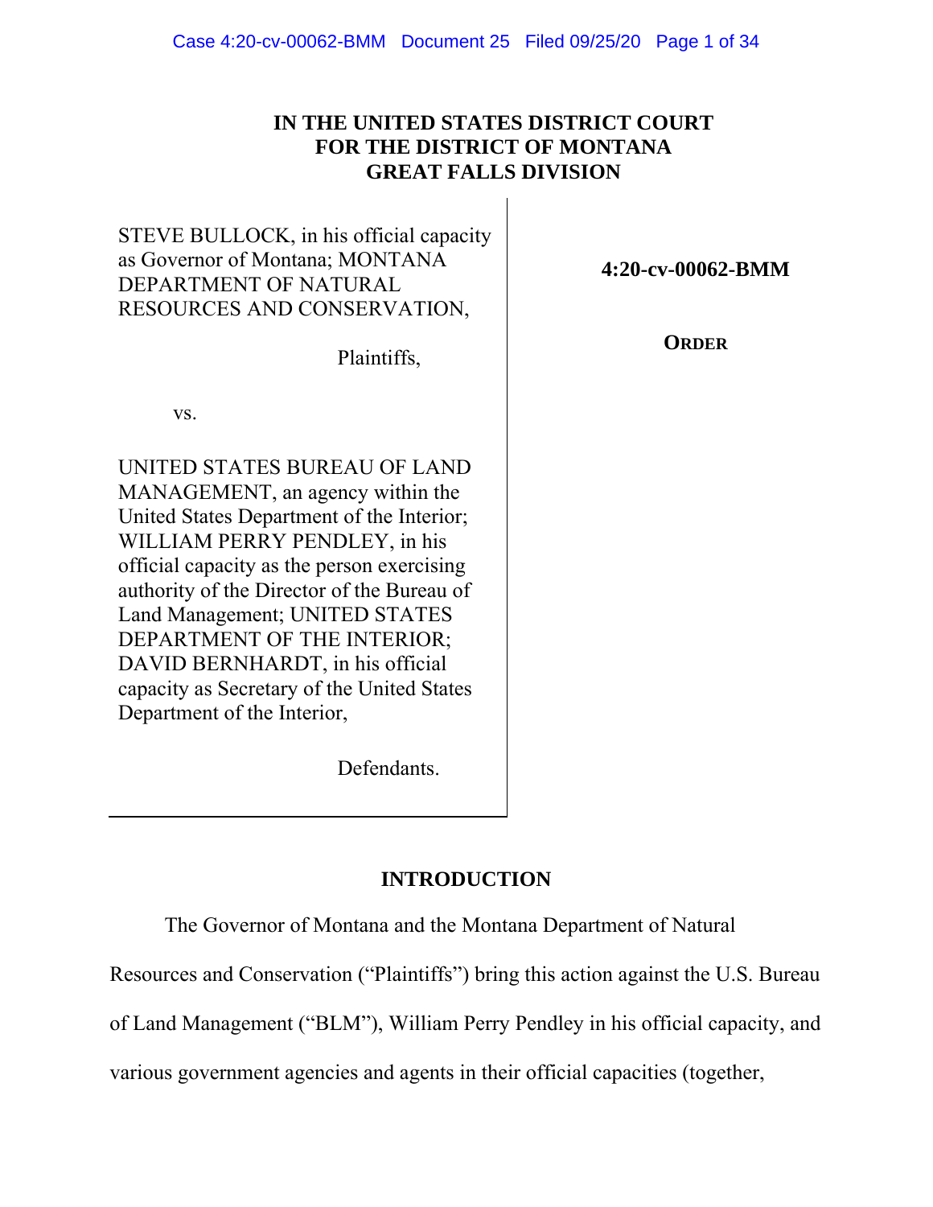# IN THE UNITED STATES DISTRICT COURT
# FOR THE DISTRICT OF MONTANA
# GREAT FALLS DIVISION

| | |
|---|---|
| STEVE BULLOCK, in his official capacity as Governor of Montana; MONTANA DEPARTMENT OF NATURAL RESOURCES AND CONSERVATION,<br><br>Plaintiffs,<br><br>vs.<br><br>UNITED STATES BUREAU OF LAND MANAGEMENT, an agency within the United States Department of the Interior; WILLIAM PERRY PENDLEY, in his official capacity as the person exercising authority of the Director of the Bureau of Land Management; UNITED STATES DEPARTMENT OF THE INTERIOR; DAVID BERNHARDT, in his official capacity as Secretary of the United States Department of the Interior,<br><br>Defendants. | **4:20-cv-00062-BMM**<br><br>**ORDER** |

## INTRODUCTION

The Governor of Montana and the Montana Department of Natural Resources and Conservation ("Plaintiffs") bring this action against the U.S. Bureau of Land Management ("BLM"), William Perry Pendley in his official capacity, and various government agencies and agents in their official capacities (together,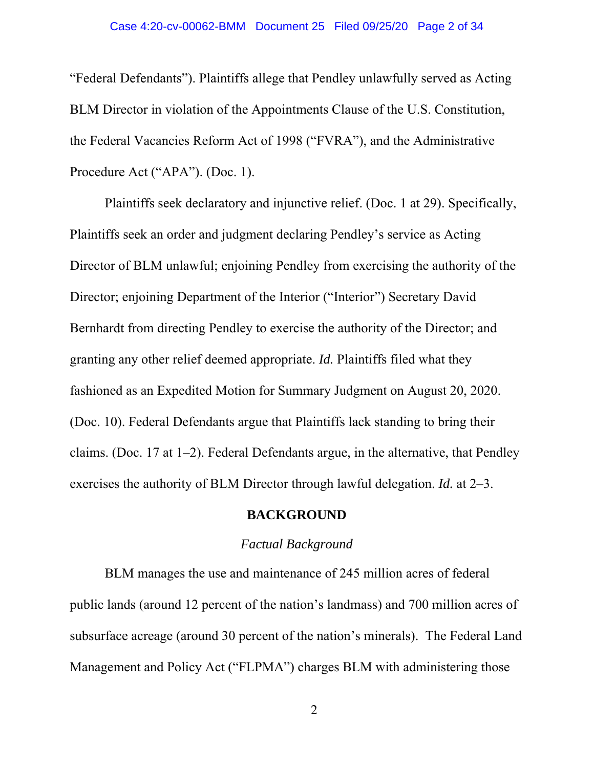"Federal Defendants"). Plaintiffs allege that Pendley unlawfully served as Acting BLM Director in violation of the Appointments Clause of the U.S. Constitution, the Federal Vacancies Reform Act of 1998 ("FVRA"), and the Administrative Procedure Act ("APA"). (Doc. 1).

Plaintiffs seek declaratory and injunctive relief. (Doc. 1 at 29). Specifically, Plaintiffs seek an order and judgment declaring Pendley's service as Acting Director of BLM unlawful; enjoining Pendley from exercising the authority of the Director; enjoining Department of the Interior ("Interior") Secretary David Bernhardt from directing Pendley to exercise the authority of the Director; and granting any other relief deemed appropriate. *Id.* Plaintiffs filed what they fashioned as an Expedited Motion for Summary Judgment on August 20, 2020. (Doc. 10). Federal Defendants argue that Plaintiffs lack standing to bring their claims. (Doc. 17 at 1–2). Federal Defendants argue, in the alternative, that Pendley exercises the authority of BLM Director through lawful delegation. *Id.* at 2–3.

## BACKGROUND

### *Factual Background*

BLM manages the use and maintenance of 245 million acres of federal public lands (around 12 percent of the nation's landmass) and 700 million acres of subsurface acreage (around 30 percent of the nation's minerals). The Federal Land Management and Policy Act ("FLPMA") charges BLM with administering those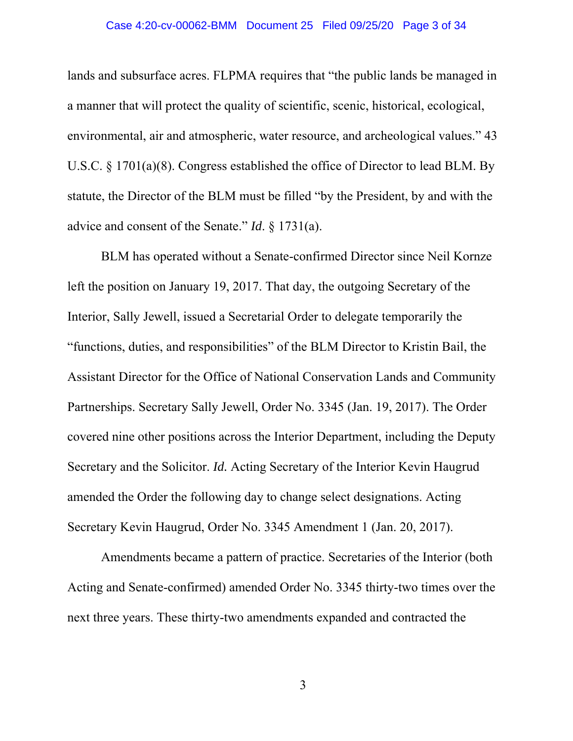lands and subsurface acres. FLPMA requires that "the public lands be managed in a manner that will protect the quality of scientific, scenic, historical, ecological, environmental, air and atmospheric, water resource, and archeological values." 43 U.S.C. § 1701(a)(8). Congress established the office of Director to lead BLM. By statute, the Director of the BLM must be filled "by the President, by and with the advice and consent of the Senate." *Id*. § 1731(a).

BLM has operated without a Senate-confirmed Director since Neil Kornze left the position on January 19, 2017. That day, the outgoing Secretary of the Interior, Sally Jewell, issued a Secretarial Order to delegate temporarily the "functions, duties, and responsibilities" of the BLM Director to Kristin Bail, the Assistant Director for the Office of National Conservation Lands and Community Partnerships. Secretary Sally Jewell, Order No. 3345 (Jan. 19, 2017). The Order covered nine other positions across the Interior Department, including the Deputy Secretary and the Solicitor. *Id.* Acting Secretary of the Interior Kevin Haugrud amended the Order the following day to change select designations. Acting Secretary Kevin Haugrud, Order No. 3345 Amendment 1 (Jan. 20, 2017).

Amendments became a pattern of practice. Secretaries of the Interior (both Acting and Senate-confirmed) amended Order No. 3345 thirty-two times over the next three years. These thirty-two amendments expanded and contracted the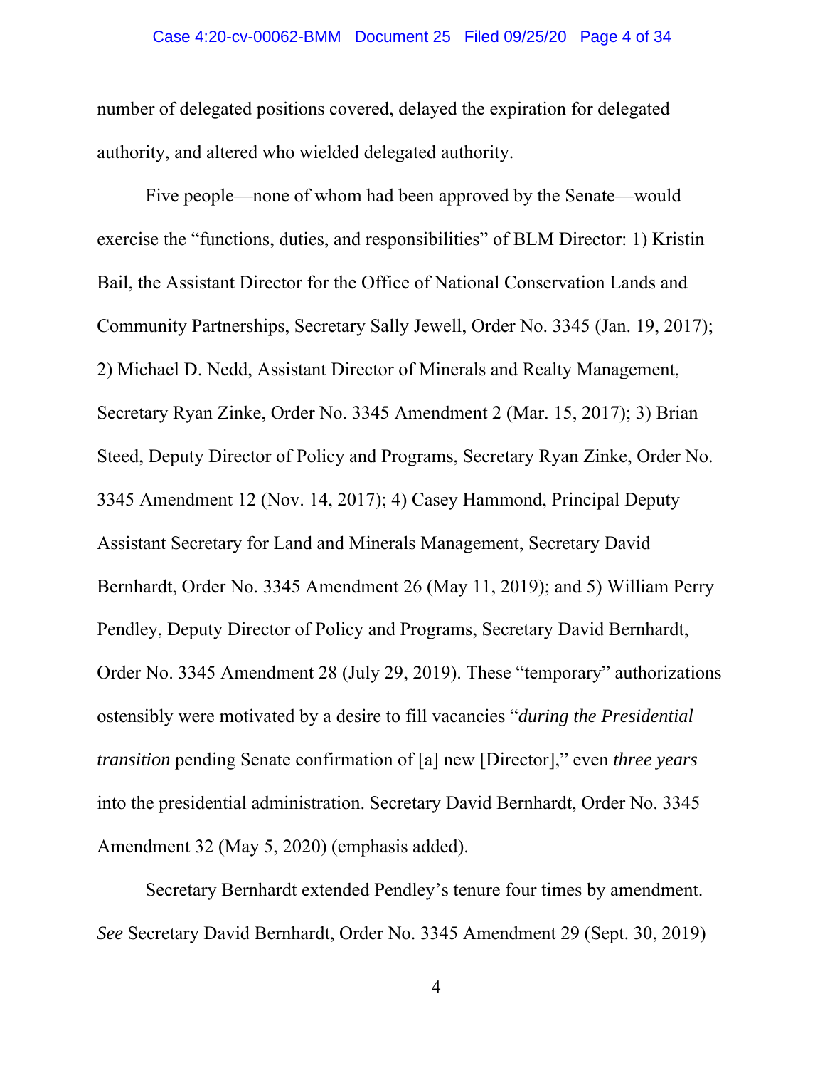number of delegated positions covered, delayed the expiration for delegated authority, and altered who wielded delegated authority.

Five people—none of whom had been approved by the Senate—would exercise the "functions, duties, and responsibilities" of BLM Director: 1) Kristin Bail, the Assistant Director for the Office of National Conservation Lands and Community Partnerships, Secretary Sally Jewell, Order No. 3345 (Jan. 19, 2017); 2) Michael D. Nedd, Assistant Director of Minerals and Realty Management, Secretary Ryan Zinke, Order No. 3345 Amendment 2 (Mar. 15, 2017); 3) Brian Steed, Deputy Director of Policy and Programs, Secretary Ryan Zinke, Order No. 3345 Amendment 12 (Nov. 14, 2017); 4) Casey Hammond, Principal Deputy Assistant Secretary for Land and Minerals Management, Secretary David Bernhardt, Order No. 3345 Amendment 26 (May 11, 2019); and 5) William Perry Pendley, Deputy Director of Policy and Programs, Secretary David Bernhardt, Order No. 3345 Amendment 28 (July 29, 2019). These "temporary" authorizations ostensibly were motivated by a desire to fill vacancies "*during the Presidential transition* pending Senate confirmation of [a] new [Director]," even *three years* into the presidential administration. Secretary David Bernhardt, Order No. 3345 Amendment 32 (May 5, 2020) (emphasis added).

Secretary Bernhardt extended Pendley's tenure four times by amendment. *See* Secretary David Bernhardt, Order No. 3345 Amendment 29 (Sept. 30, 2019)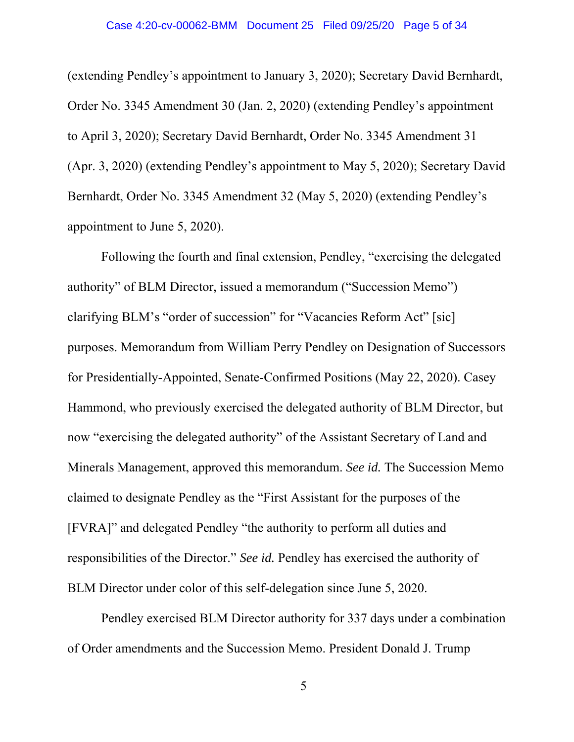(extending Pendley's appointment to January 3, 2020); Secretary David Bernhardt, Order No. 3345 Amendment 30 (Jan. 2, 2020) (extending Pendley's appointment to April 3, 2020); Secretary David Bernhardt, Order No. 3345 Amendment 31 (Apr. 3, 2020) (extending Pendley's appointment to May 5, 2020); Secretary David Bernhardt, Order No. 3345 Amendment 32 (May 5, 2020) (extending Pendley's appointment to June 5, 2020).

Following the fourth and final extension, Pendley, "exercising the delegated authority" of BLM Director, issued a memorandum ("Succession Memo") clarifying BLM's "order of succession" for "Vacancies Reform Act" [sic] purposes. Memorandum from William Perry Pendley on Designation of Successors for Presidentially-Appointed, Senate-Confirmed Positions (May 22, 2020). Casey Hammond, who previously exercised the delegated authority of BLM Director, but now "exercising the delegated authority" of the Assistant Secretary of Land and Minerals Management, approved this memorandum. *See id.* The Succession Memo claimed to designate Pendley as the "First Assistant for the purposes of the [FVRA]" and delegated Pendley "the authority to perform all duties and responsibilities of the Director." *See id.* Pendley has exercised the authority of BLM Director under color of this self-delegation since June 5, 2020.

Pendley exercised BLM Director authority for 337 days under a combination of Order amendments and the Succession Memo. President Donald J. Trump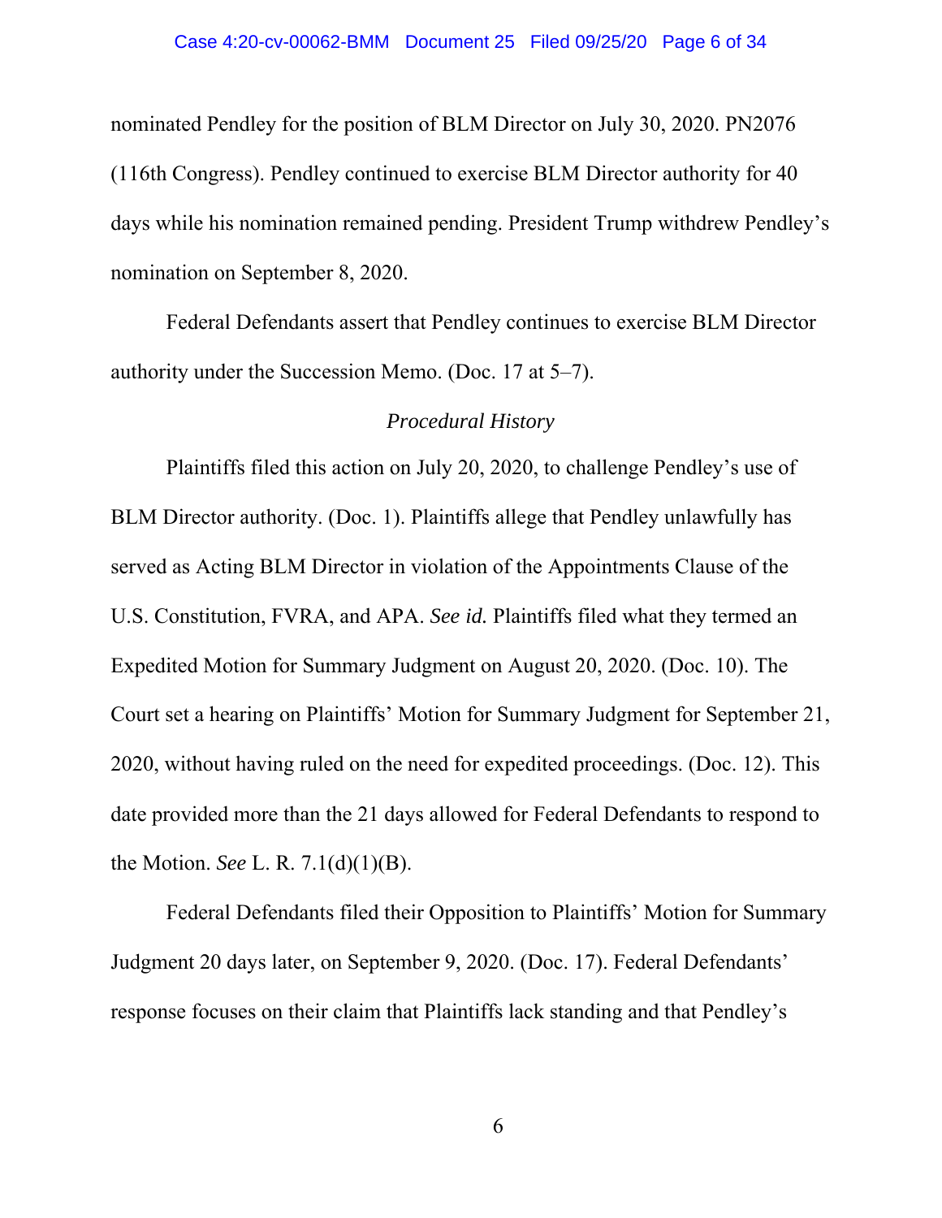nominated Pendley for the position of BLM Director on July 30, 2020. PN2076 (116th Congress). Pendley continued to exercise BLM Director authority for 40 days while his nomination remained pending. President Trump withdrew Pendley's nomination on September 8, 2020.

Federal Defendants assert that Pendley continues to exercise BLM Director authority under the Succession Memo. (Doc. 17 at 5–7).

*Procedural History*

Plaintiffs filed this action on July 20, 2020, to challenge Pendley's use of BLM Director authority. (Doc. 1). Plaintiffs allege that Pendley unlawfully has served as Acting BLM Director in violation of the Appointments Clause of the U.S. Constitution, FVRA, and APA. *See id.* Plaintiffs filed what they termed an Expedited Motion for Summary Judgment on August 20, 2020. (Doc. 10). The Court set a hearing on Plaintiffs' Motion for Summary Judgment for September 21, 2020, without having ruled on the need for expedited proceedings. (Doc. 12). This date provided more than the 21 days allowed for Federal Defendants to respond to the Motion. *See* L. R. 7.1(d)(1)(B).

Federal Defendants filed their Opposition to Plaintiffs' Motion for Summary Judgment 20 days later, on September 9, 2020. (Doc. 17). Federal Defendants' response focuses on their claim that Plaintiffs lack standing and that Pendley's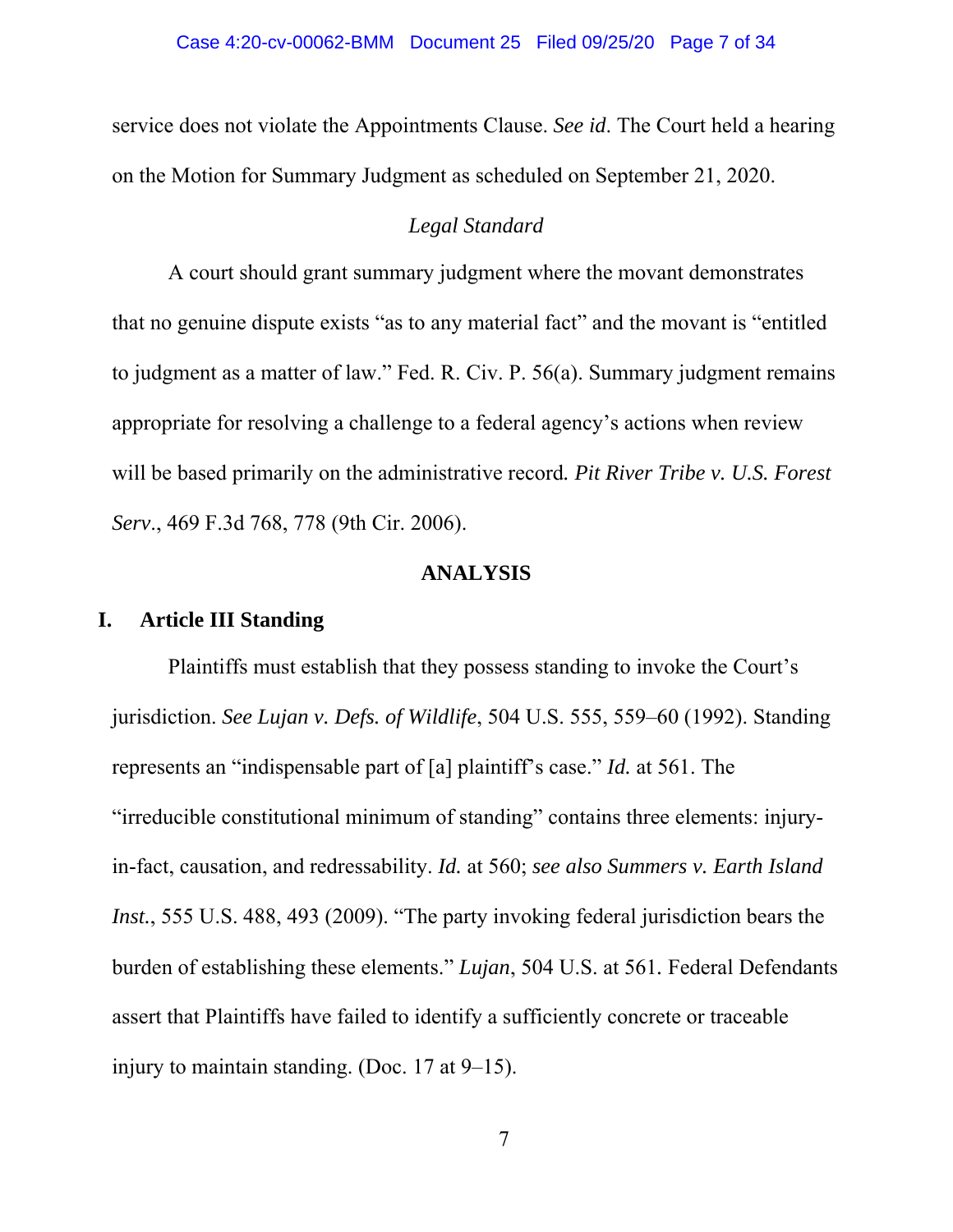service does not violate the Appointments Clause. *See id*. The Court held a hearing on the Motion for Summary Judgment as scheduled on September 21, 2020.

*Legal Standard*

A court should grant summary judgment where the movant demonstrates that no genuine dispute exists "as to any material fact" and the movant is "entitled to judgment as a matter of law." Fed. R. Civ. P. 56(a). Summary judgment remains appropriate for resolving a challenge to a federal agency's actions when review will be based primarily on the administrative record. *Pit River Tribe v. U.S. Forest Serv*., 469 F.3d 768, 778 (9th Cir. 2006).

## ANALYSIS

### I. Article III Standing

Plaintiffs must establish that they possess standing to invoke the Court's jurisdiction. *See Lujan v. Defs. of Wildlife*, 504 U.S. 555, 559–60 (1992). Standing represents an "indispensable part of [a] plaintiff's case." *Id.* at 561. The "irreducible constitutional minimum of standing" contains three elements: injury-in-fact, causation, and redressability. *Id.* at 560; *see also Summers v. Earth Island Inst.*, 555 U.S. 488, 493 (2009). "The party invoking federal jurisdiction bears the burden of establishing these elements." *Lujan*, 504 U.S. at 561. Federal Defendants assert that Plaintiffs have failed to identify a sufficiently concrete or traceable injury to maintain standing. (Doc. 17 at 9–15).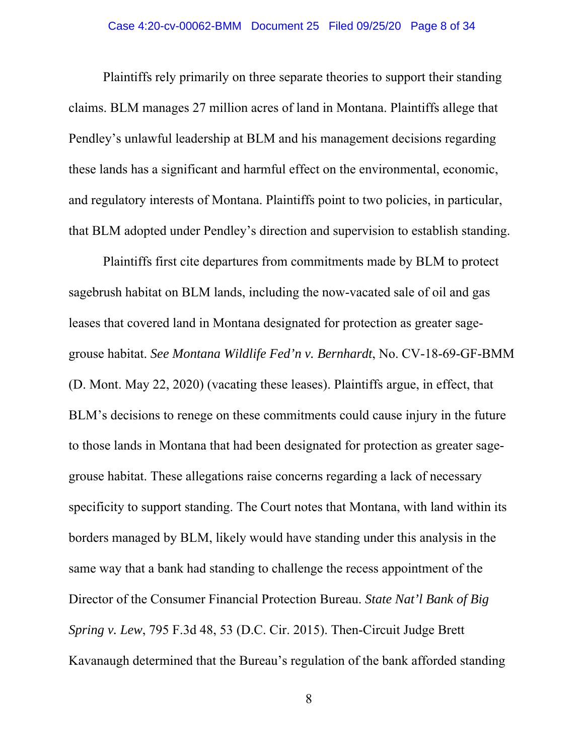Plaintiffs rely primarily on three separate theories to support their standing claims. BLM manages 27 million acres of land in Montana. Plaintiffs allege that Pendley's unlawful leadership at BLM and his management decisions regarding these lands has a significant and harmful effect on the environmental, economic, and regulatory interests of Montana. Plaintiffs point to two policies, in particular, that BLM adopted under Pendley's direction and supervision to establish standing.

Plaintiffs first cite departures from commitments made by BLM to protect sagebrush habitat on BLM lands, including the now-vacated sale of oil and gas leases that covered land in Montana designated for protection as greater sage-grouse habitat. *See Montana Wildlife Fed'n v. Bernhardt*, No. CV-18-69-GF-BMM (D. Mont. May 22, 2020) (vacating these leases). Plaintiffs argue, in effect, that BLM's decisions to renege on these commitments could cause injury in the future to those lands in Montana that had been designated for protection as greater sage-grouse habitat. These allegations raise concerns regarding a lack of necessary specificity to support standing. The Court notes that Montana, with land within its borders managed by BLM, likely would have standing under this analysis in the same way that a bank had standing to challenge the recess appointment of the Director of the Consumer Financial Protection Bureau. *State Nat'l Bank of Big Spring v. Lew*, 795 F.3d 48, 53 (D.C. Cir. 2015). Then-Circuit Judge Brett Kavanaugh determined that the Bureau's regulation of the bank afforded standing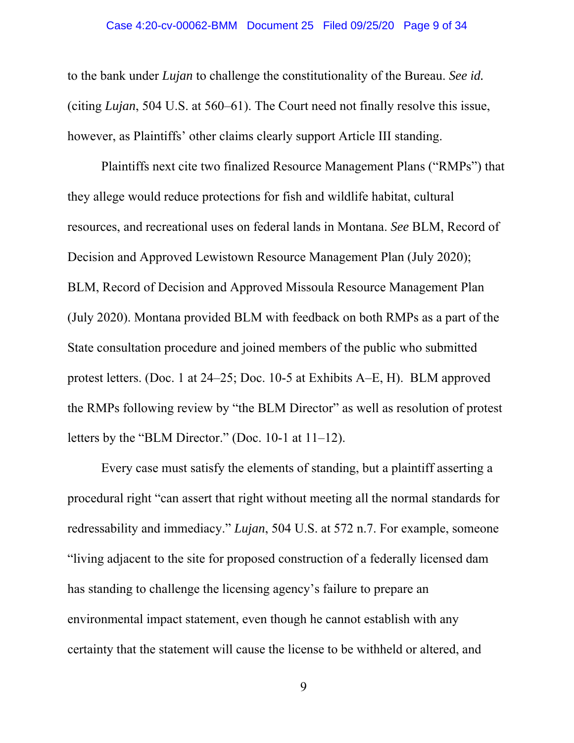to the bank under *Lujan* to challenge the constitutionality of the Bureau. *See id.* (citing *Lujan*, 504 U.S. at 560–61). The Court need not finally resolve this issue, however, as Plaintiffs' other claims clearly support Article III standing.

Plaintiffs next cite two finalized Resource Management Plans ("RMPs") that they allege would reduce protections for fish and wildlife habitat, cultural resources, and recreational uses on federal lands in Montana. *See* BLM, Record of Decision and Approved Lewistown Resource Management Plan (July 2020); BLM, Record of Decision and Approved Missoula Resource Management Plan (July 2020). Montana provided BLM with feedback on both RMPs as a part of the State consultation procedure and joined members of the public who submitted protest letters. (Doc. 1 at 24–25; Doc. 10-5 at Exhibits A–E, H). BLM approved the RMPs following review by "the BLM Director" as well as resolution of protest letters by the "BLM Director." (Doc. 10-1 at 11–12).

Every case must satisfy the elements of standing, but a plaintiff asserting a procedural right "can assert that right without meeting all the normal standards for redressability and immediacy." *Lujan*, 504 U.S. at 572 n.7. For example, someone "living adjacent to the site for proposed construction of a federally licensed dam has standing to challenge the licensing agency's failure to prepare an environmental impact statement, even though he cannot establish with any certainty that the statement will cause the license to be withheld or altered, and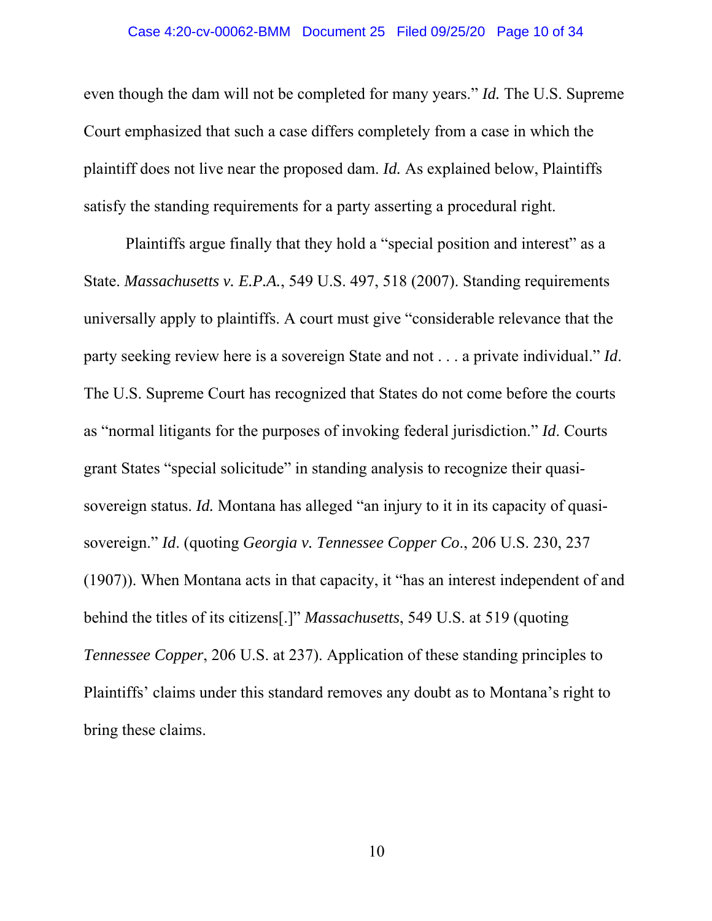even though the dam will not be completed for many years." *Id.* The U.S. Supreme Court emphasized that such a case differs completely from a case in which the plaintiff does not live near the proposed dam. *Id.* As explained below, Plaintiffs satisfy the standing requirements for a party asserting a procedural right.

Plaintiffs argue finally that they hold a "special position and interest" as a State. *Massachusetts v. E.P.A.*, 549 U.S. 497, 518 (2007). Standing requirements universally apply to plaintiffs. A court must give "considerable relevance that the party seeking review here is a sovereign State and not . . . a private individual." *Id*. The U.S. Supreme Court has recognized that States do not come before the courts as "normal litigants for the purposes of invoking federal jurisdiction." *Id*. Courts grant States "special solicitude" in standing analysis to recognize their quasi-sovereign status. *Id.* Montana has alleged "an injury to it in its capacity of quasi-sovereign." *Id*. (quoting *Georgia v. Tennessee Copper Co*., 206 U.S. 230, 237 (1907)). When Montana acts in that capacity, it "has an interest independent of and behind the titles of its citizens[.]" *Massachusetts*, 549 U.S. at 519 (quoting *Tennessee Copper*, 206 U.S. at 237). Application of these standing principles to Plaintiffs' claims under this standard removes any doubt as to Montana's right to bring these claims.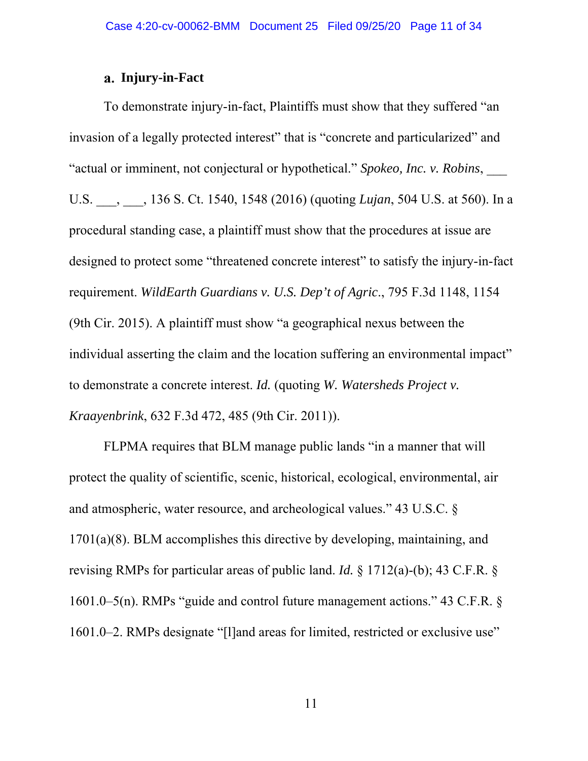### a. Injury-in-Fact

To demonstrate injury-in-fact, Plaintiffs must show that they suffered "an invasion of a legally protected interest" that is "concrete and particularized" and "actual or imminent, not conjectural or hypothetical." *Spokeo, Inc. v. Robins*, ___ U.S. ___, ___, 136 S. Ct. 1540, 1548 (2016) (quoting *Lujan*, 504 U.S. at 560). In a procedural standing case, a plaintiff must show that the procedures at issue are designed to protect some "threatened concrete interest" to satisfy the injury-in-fact requirement. *WildEarth Guardians v. U.S. Dep't of Agric.*, 795 F.3d 1148, 1154 (9th Cir. 2015). A plaintiff must show "a geographical nexus between the individual asserting the claim and the location suffering an environmental impact" to demonstrate a concrete interest. *Id.* (quoting *W. Watersheds Project v. Kraayenbrink*, 632 F.3d 472, 485 (9th Cir. 2011)).

FLPMA requires that BLM manage public lands "in a manner that will protect the quality of scientific, scenic, historical, ecological, environmental, air and atmospheric, water resource, and archeological values." 43 U.S.C. § 1701(a)(8). BLM accomplishes this directive by developing, maintaining, and revising RMPs for particular areas of public land. *Id.* § 1712(a)-(b); 43 C.F.R. § 1601.0–5(n). RMPs "guide and control future management actions." 43 C.F.R. § 1601.0–2. RMPs designate "[l]and areas for limited, restricted or exclusive use"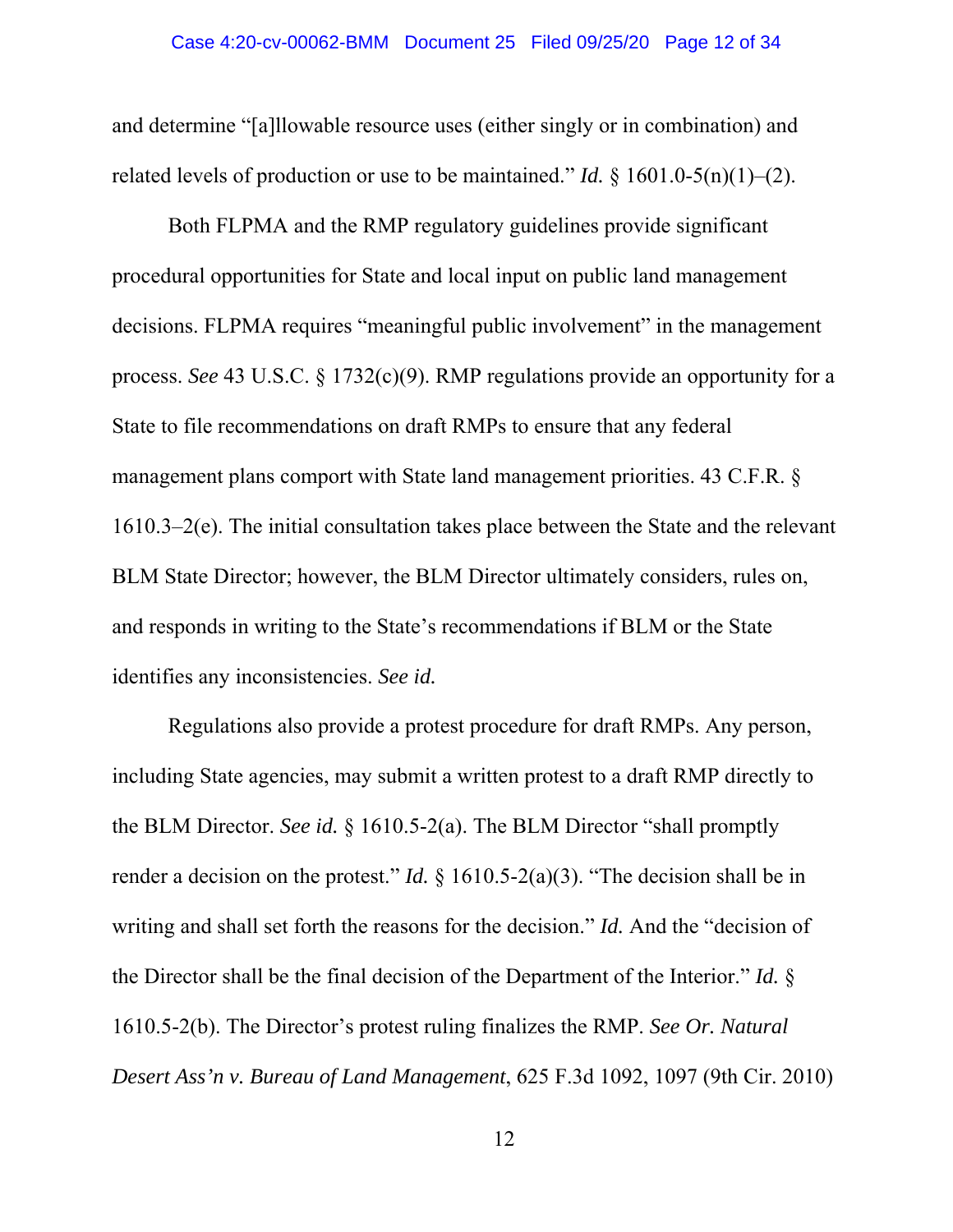and determine "[a]llowable resource uses (either singly or in combination) and related levels of production or use to be maintained." *Id.* § 1601.0-5(n)(1)–(2).

Both FLPMA and the RMP regulatory guidelines provide significant procedural opportunities for State and local input on public land management decisions. FLPMA requires "meaningful public involvement" in the management process. *See* 43 U.S.C. § 1732(c)(9). RMP regulations provide an opportunity for a State to file recommendations on draft RMPs to ensure that any federal management plans comport with State land management priorities. 43 C.F.R. § 1610.3–2(e). The initial consultation takes place between the State and the relevant BLM State Director; however, the BLM Director ultimately considers, rules on, and responds in writing to the State's recommendations if BLM or the State identifies any inconsistencies. *See id.*

Regulations also provide a protest procedure for draft RMPs. Any person, including State agencies, may submit a written protest to a draft RMP directly to the BLM Director. *See id.* § 1610.5-2(a). The BLM Director "shall promptly render a decision on the protest." *Id.* § 1610.5-2(a)(3). "The decision shall be in writing and shall set forth the reasons for the decision." *Id.* And the "decision of the Director shall be the final decision of the Department of the Interior." *Id.* § 1610.5-2(b). The Director's protest ruling finalizes the RMP. *See Or. Natural Desert Ass'n v. Bureau of Land Management*, 625 F.3d 1092, 1097 (9th Cir. 2010)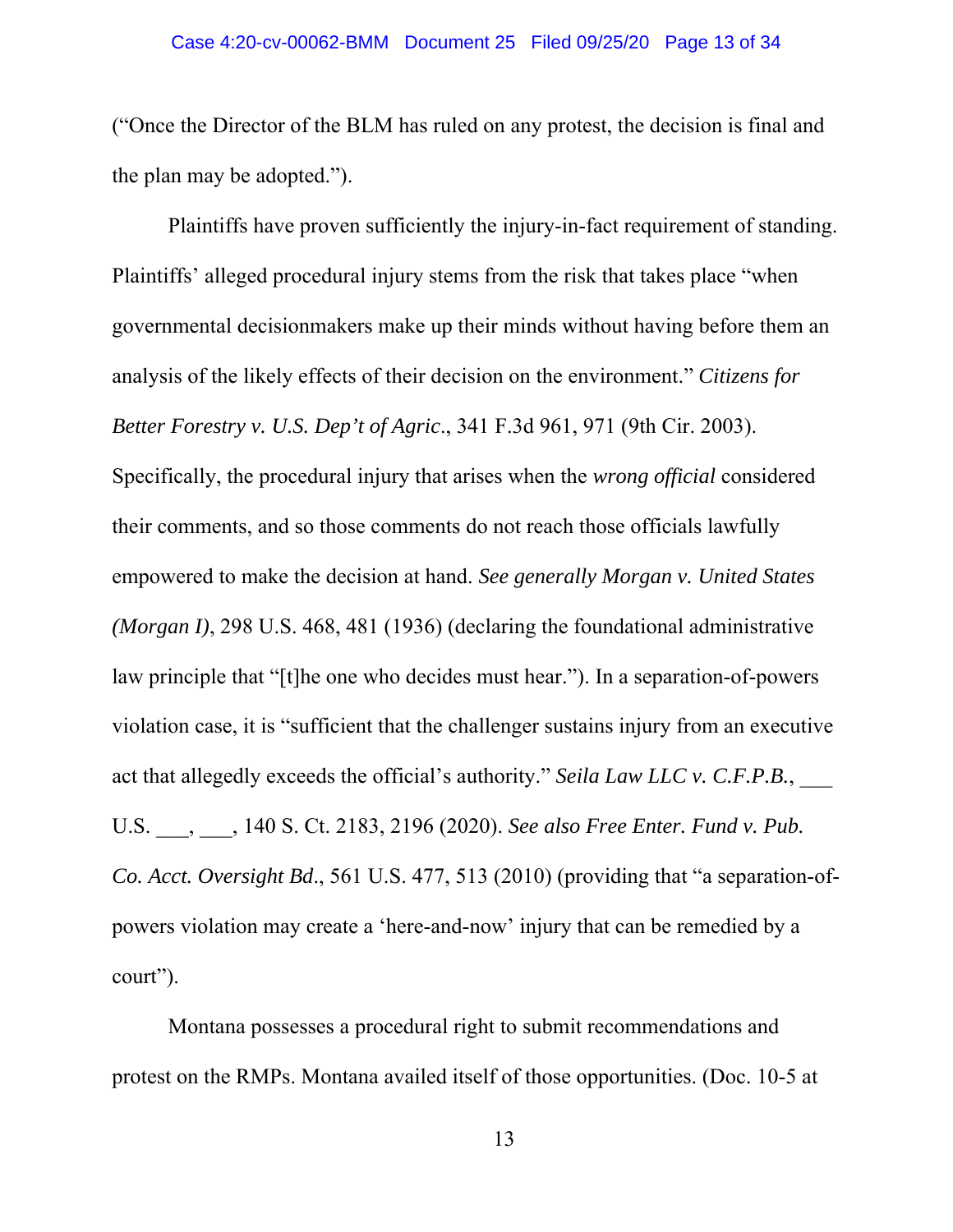("Once the Director of the BLM has ruled on any protest, the decision is final and the plan may be adopted.").

Plaintiffs have proven sufficiently the injury-in-fact requirement of standing. Plaintiffs' alleged procedural injury stems from the risk that takes place "when governmental decisionmakers make up their minds without having before them an analysis of the likely effects of their decision on the environment." *Citizens for Better Forestry v. U.S. Dep't of Agric*., 341 F.3d 961, 971 (9th Cir. 2003). Specifically, the procedural injury that arises when the *wrong official* considered their comments, and so those comments do not reach those officials lawfully empowered to make the decision at hand. *See generally Morgan v. United States (Morgan I)*, 298 U.S. 468, 481 (1936) (declaring the foundational administrative law principle that "[t]he one who decides must hear."). In a separation-of-powers violation case, it is "sufficient that the challenger sustains injury from an executive act that allegedly exceeds the official's authority." *Seila Law LLC v. C.F.P.B.*, ___ U.S. ___, ___, 140 S. Ct. 2183, 2196 (2020). *See also Free Enter. Fund v. Pub. Co. Acct. Oversight Bd*., 561 U.S. 477, 513 (2010) (providing that "a separation-of-powers violation may create a 'here-and-now' injury that can be remedied by a court").

Montana possesses a procedural right to submit recommendations and protest on the RMPs. Montana availed itself of those opportunities. (Doc. 10-5 at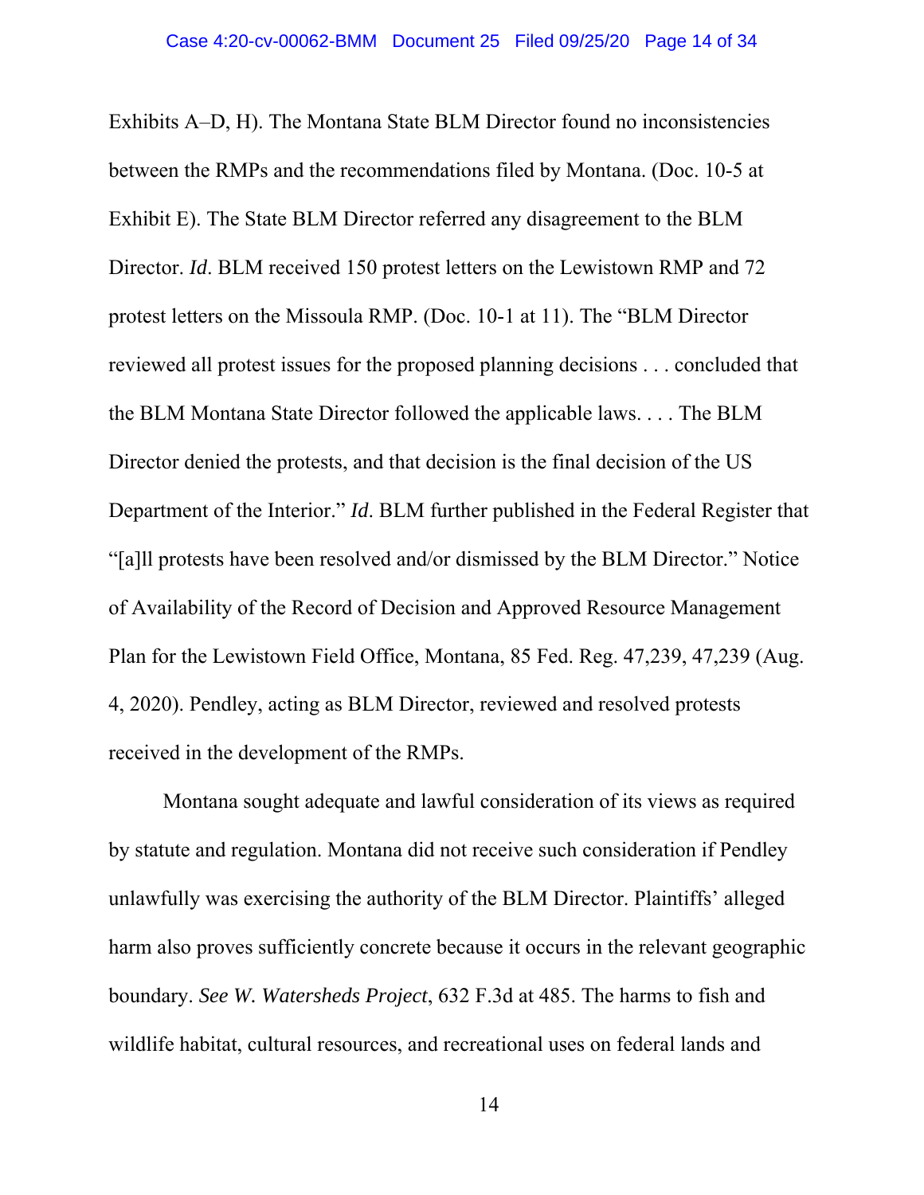Exhibits A–D, H). The Montana State BLM Director found no inconsistencies between the RMPs and the recommendations filed by Montana. (Doc. 10-5 at Exhibit E). The State BLM Director referred any disagreement to the BLM Director. *Id*. BLM received 150 protest letters on the Lewistown RMP and 72 protest letters on the Missoula RMP. (Doc. 10-1 at 11). The "BLM Director reviewed all protest issues for the proposed planning decisions . . . concluded that the BLM Montana State Director followed the applicable laws. . . . The BLM Director denied the protests, and that decision is the final decision of the US Department of the Interior." *Id*. BLM further published in the Federal Register that "[a]ll protests have been resolved and/or dismissed by the BLM Director." Notice of Availability of the Record of Decision and Approved Resource Management Plan for the Lewistown Field Office, Montana, 85 Fed. Reg. 47,239, 47,239 (Aug. 4, 2020). Pendley, acting as BLM Director, reviewed and resolved protests received in the development of the RMPs.

Montana sought adequate and lawful consideration of its views as required by statute and regulation. Montana did not receive such consideration if Pendley unlawfully was exercising the authority of the BLM Director. Plaintiffs' alleged harm also proves sufficiently concrete because it occurs in the relevant geographic boundary. *See W. Watersheds Project*, 632 F.3d at 485. The harms to fish and wildlife habitat, cultural resources, and recreational uses on federal lands and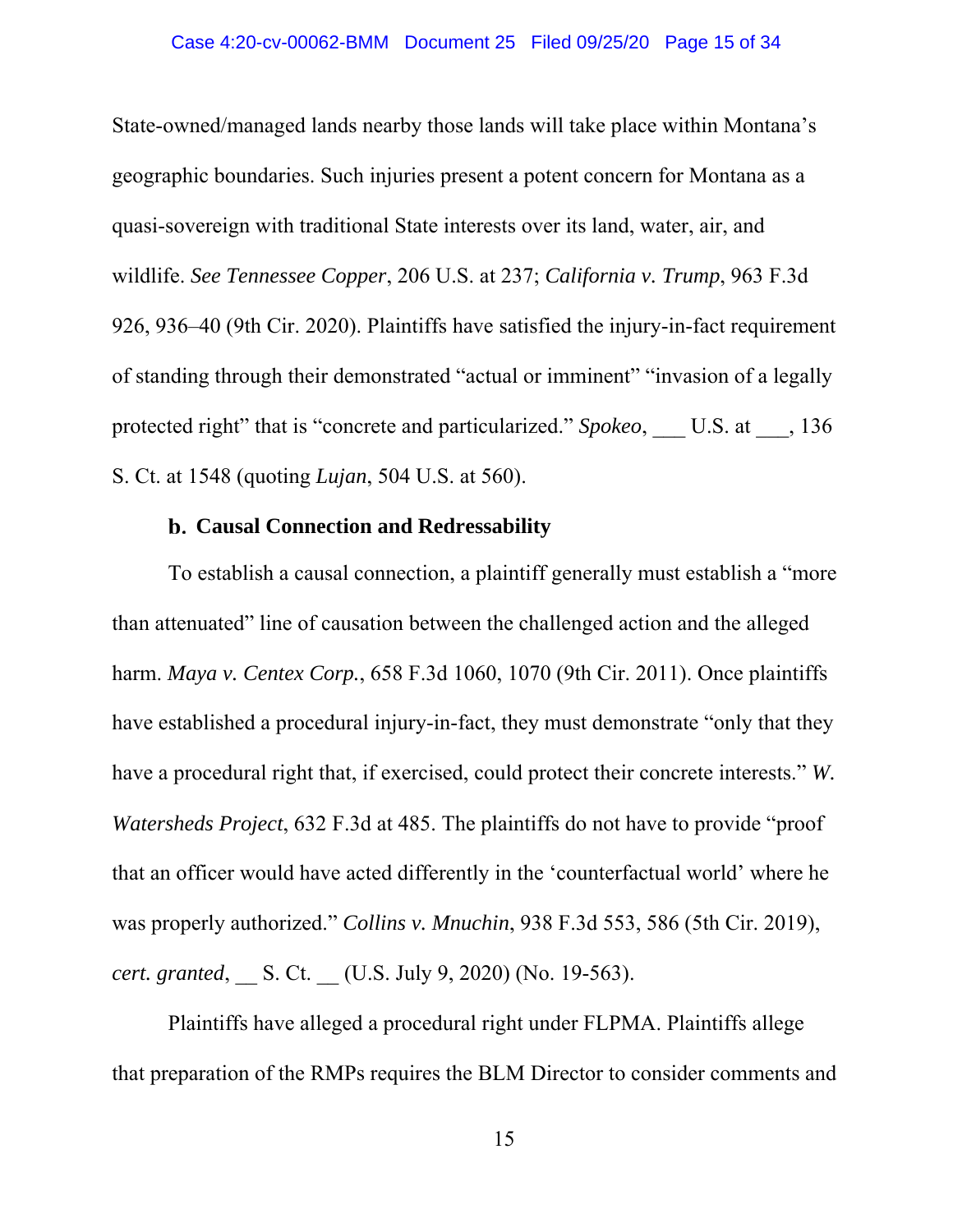State-owned/managed lands nearby those lands will take place within Montana's geographic boundaries. Such injuries present a potent concern for Montana as a quasi-sovereign with traditional State interests over its land, water, air, and wildlife. *See Tennessee Copper*, 206 U.S. at 237; *California v. Trump*, 963 F.3d 926, 936–40 (9th Cir. 2020). Plaintiffs have satisfied the injury-in-fact requirement of standing through their demonstrated "actual or imminent" "invasion of a legally protected right" that is "concrete and particularized." *Spokeo*, ___ U.S. at ___, 136 S. Ct. at 1548 (quoting *Lujan*, 504 U.S. at 560).

### b. Causal Connection and Redressability

To establish a causal connection, a plaintiff generally must establish a "more than attenuated" line of causation between the challenged action and the alleged harm. *Maya v. Centex Corp.*, 658 F.3d 1060, 1070 (9th Cir. 2011). Once plaintiffs have established a procedural injury-in-fact, they must demonstrate "only that they have a procedural right that, if exercised, could protect their concrete interests." *W. Watersheds Project*, 632 F.3d at 485. The plaintiffs do not have to provide "proof that an officer would have acted differently in the 'counterfactual world' where he was properly authorized." *Collins v. Mnuchin*, 938 F.3d 553, 586 (5th Cir. 2019), *cert. granted*, __ S. Ct. __ (U.S. July 9, 2020) (No. 19-563).

Plaintiffs have alleged a procedural right under FLPMA. Plaintiffs allege that preparation of the RMPs requires the BLM Director to consider comments and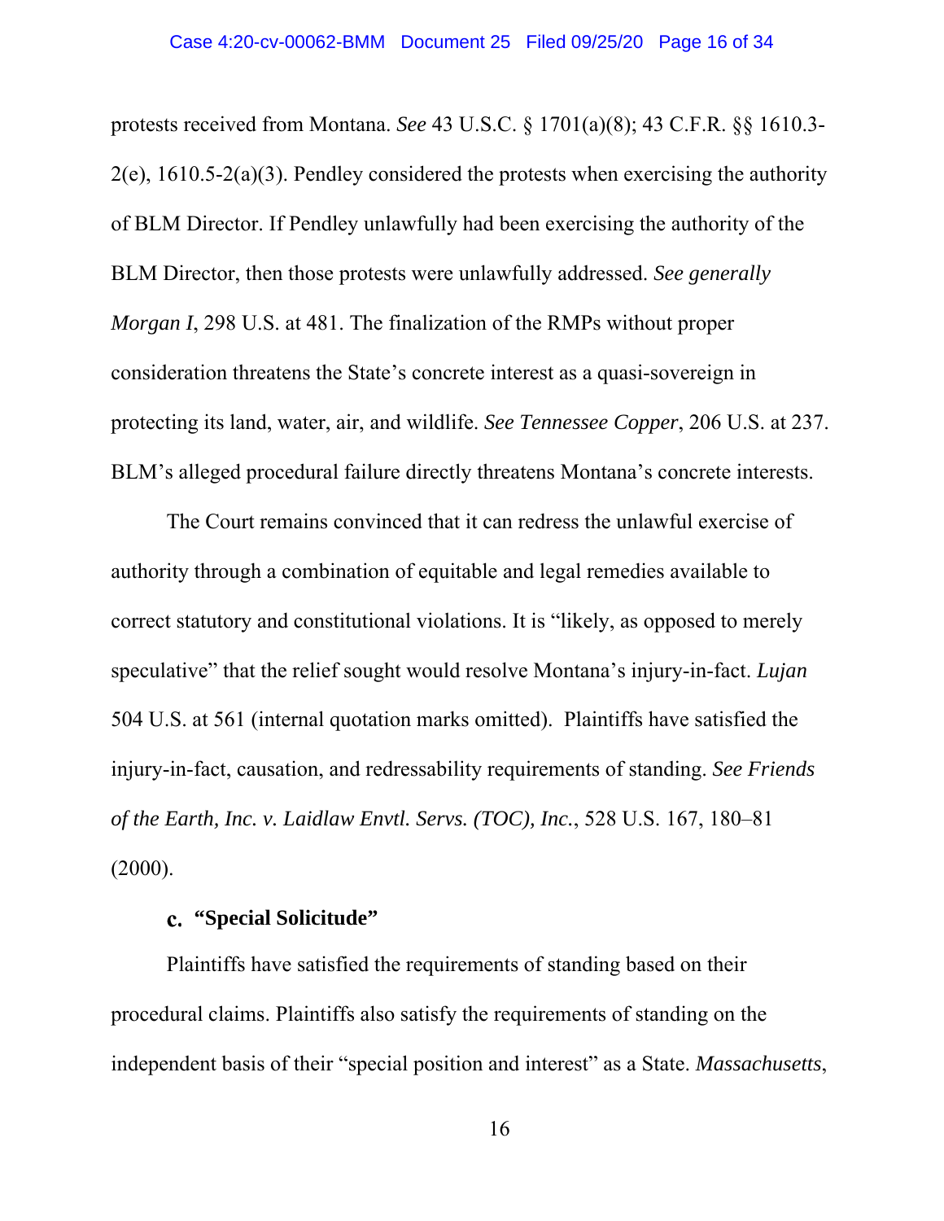protests received from Montana. *See* 43 U.S.C. § 1701(a)(8); 43 C.F.R. §§ 1610.3-2(e), 1610.5-2(a)(3). Pendley considered the protests when exercising the authority of BLM Director. If Pendley unlawfully had been exercising the authority of the BLM Director, then those protests were unlawfully addressed. *See generally Morgan I*, 298 U.S. at 481. The finalization of the RMPs without proper consideration threatens the State's concrete interest as a quasi-sovereign in protecting its land, water, air, and wildlife. *See Tennessee Copper*, 206 U.S. at 237. BLM's alleged procedural failure directly threatens Montana's concrete interests.

The Court remains convinced that it can redress the unlawful exercise of authority through a combination of equitable and legal remedies available to correct statutory and constitutional violations. It is "likely, as opposed to merely speculative" that the relief sought would resolve Montana's injury-in-fact. *Lujan* 504 U.S. at 561 (internal quotation marks omitted). Plaintiffs have satisfied the injury-in-fact, causation, and redressability requirements of standing. *See Friends of the Earth, Inc. v. Laidlaw Envtl. Servs. (TOC), Inc.*, 528 U.S. 167, 180–81 (2000).

### c. "Special Solicitude"

Plaintiffs have satisfied the requirements of standing based on their procedural claims. Plaintiffs also satisfy the requirements of standing on the independent basis of their "special position and interest" as a State. *Massachusetts*,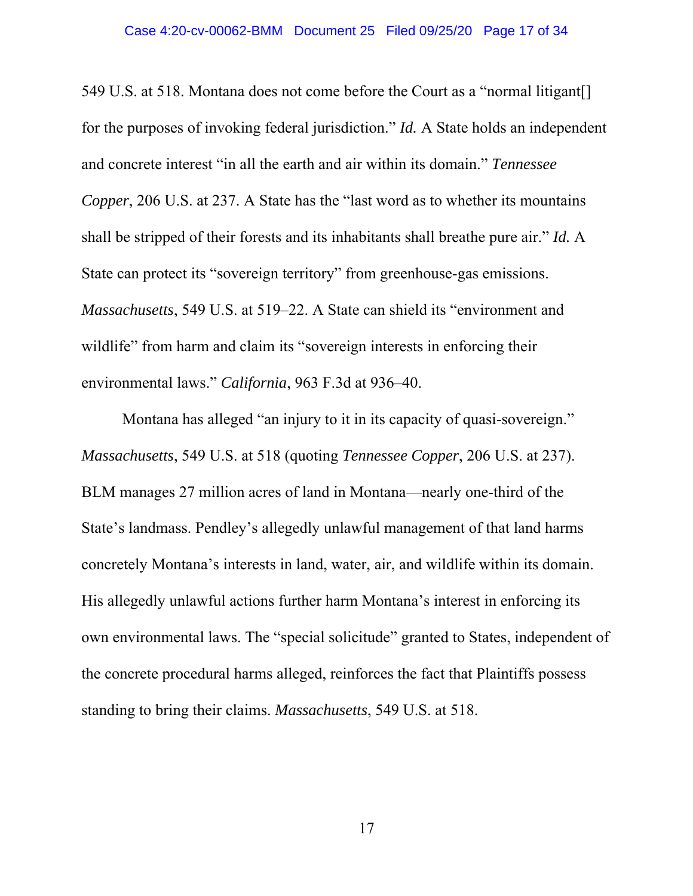549 U.S. at 518. Montana does not come before the Court as a "normal litigant[] for the purposes of invoking federal jurisdiction." *Id.* A State holds an independent and concrete interest "in all the earth and air within its domain." *Tennessee Copper*, 206 U.S. at 237. A State has the "last word as to whether its mountains shall be stripped of their forests and its inhabitants shall breathe pure air." *Id.* A State can protect its "sovereign territory" from greenhouse-gas emissions. *Massachusetts*, 549 U.S. at 519–22. A State can shield its "environment and wildlife" from harm and claim its "sovereign interests in enforcing their environmental laws." *California*, 963 F.3d at 936–40.

Montana has alleged "an injury to it in its capacity of quasi-sovereign." *Massachusetts*, 549 U.S. at 518 (quoting *Tennessee Copper*, 206 U.S. at 237). BLM manages 27 million acres of land in Montana—nearly one-third of the State's landmass. Pendley's allegedly unlawful management of that land harms concretely Montana's interests in land, water, air, and wildlife within its domain. His allegedly unlawful actions further harm Montana's interest in enforcing its own environmental laws. The "special solicitude" granted to States, independent of the concrete procedural harms alleged, reinforces the fact that Plaintiffs possess standing to bring their claims. *Massachusetts*, 549 U.S. at 518.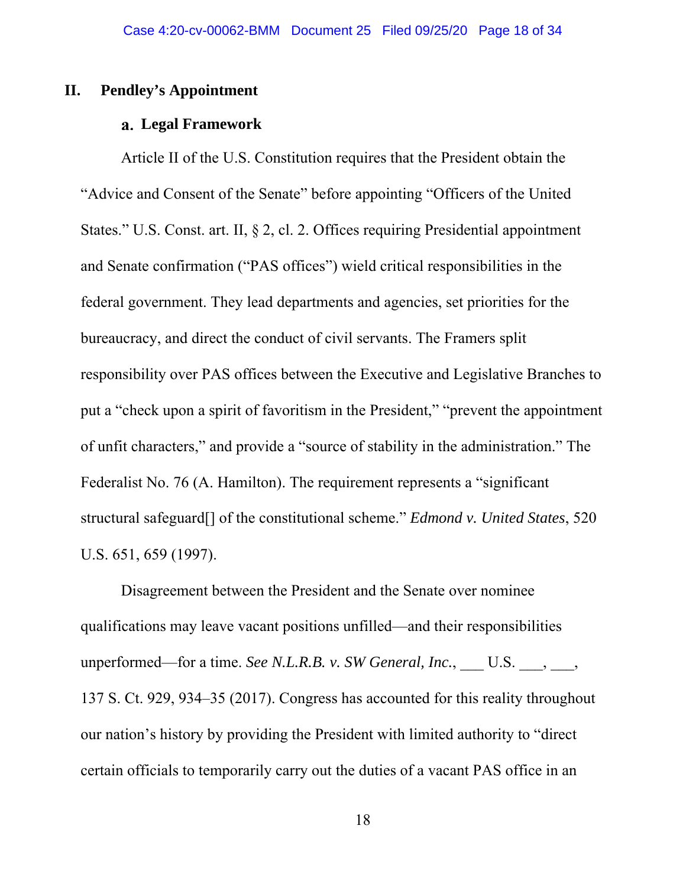## II. Pendley's Appointment

### a. Legal Framework

Article II of the U.S. Constitution requires that the President obtain the "Advice and Consent of the Senate" before appointing "Officers of the United States." U.S. Const. art. II, § 2, cl. 2. Offices requiring Presidential appointment and Senate confirmation ("PAS offices") wield critical responsibilities in the federal government. They lead departments and agencies, set priorities for the bureaucracy, and direct the conduct of civil servants. The Framers split responsibility over PAS offices between the Executive and Legislative Branches to put a "check upon a spirit of favoritism in the President," "prevent the appointment of unfit characters," and provide a "source of stability in the administration." The Federalist No. 76 (A. Hamilton). The requirement represents a "significant structural safeguard[] of the constitutional scheme." *Edmond v. United States*, 520 U.S. 651, 659 (1997).

Disagreement between the President and the Senate over nominee qualifications may leave vacant positions unfilled—and their responsibilities unperformed—for a time. *See N.L.R.B. v. SW General, Inc.*, ___ U.S. ___, ___, 137 S. Ct. 929, 934–35 (2017). Congress has accounted for this reality throughout our nation's history by providing the President with limited authority to "direct certain officials to temporarily carry out the duties of a vacant PAS office in an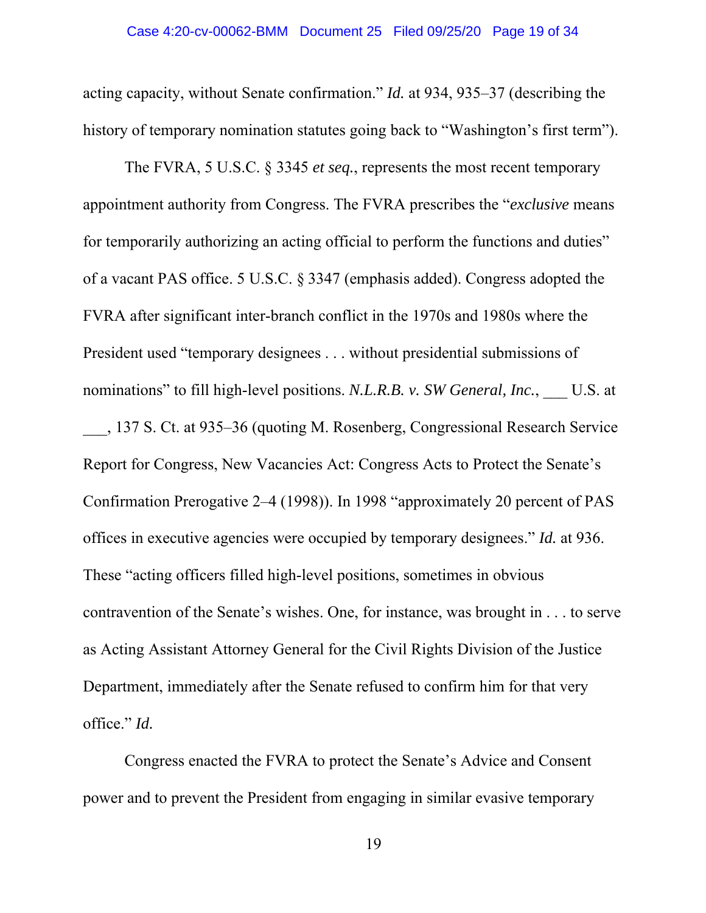acting capacity, without Senate confirmation." *Id.* at 934, 935–37 (describing the history of temporary nomination statutes going back to "Washington's first term").

The FVRA, 5 U.S.C. § 3345 *et seq.*, represents the most recent temporary appointment authority from Congress. The FVRA prescribes the "*exclusive* means for temporarily authorizing an acting official to perform the functions and duties" of a vacant PAS office. 5 U.S.C. § 3347 (emphasis added). Congress adopted the FVRA after significant inter-branch conflict in the 1970s and 1980s where the President used "temporary designees . . . without presidential submissions of nominations" to fill high-level positions. *N.L.R.B. v. SW General, Inc.*, ___ U.S. at ___, 137 S. Ct. at 935–36 (quoting M. Rosenberg, Congressional Research Service Report for Congress, New Vacancies Act: Congress Acts to Protect the Senate's Confirmation Prerogative 2–4 (1998)). In 1998 "approximately 20 percent of PAS offices in executive agencies were occupied by temporary designees." *Id.* at 936. These "acting officers filled high-level positions, sometimes in obvious contravention of the Senate's wishes. One, for instance, was brought in . . . to serve as Acting Assistant Attorney General for the Civil Rights Division of the Justice Department, immediately after the Senate refused to confirm him for that very office." *Id.*

Congress enacted the FVRA to protect the Senate's Advice and Consent power and to prevent the President from engaging in similar evasive temporary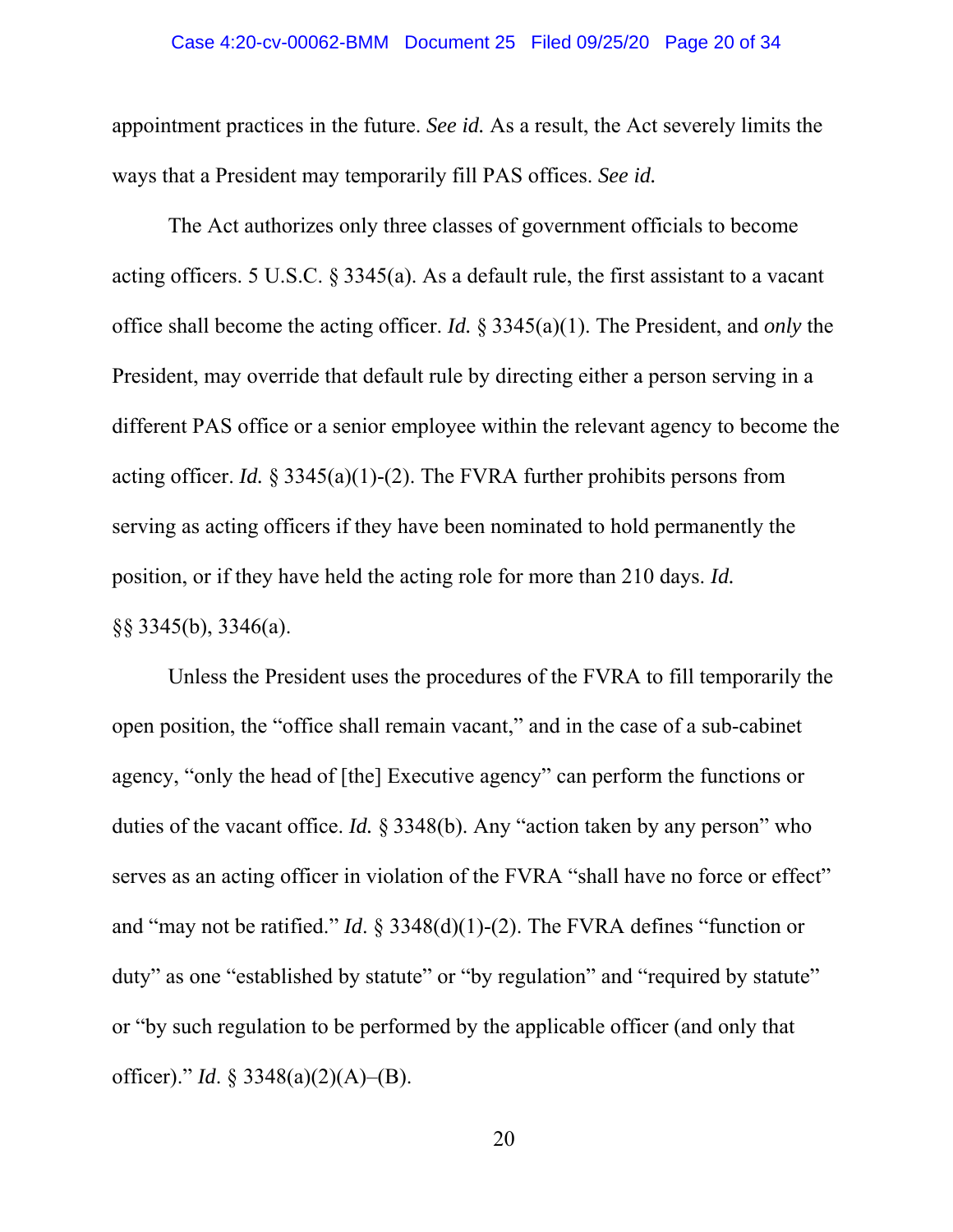appointment practices in the future. *See id.* As a result, the Act severely limits the ways that a President may temporarily fill PAS offices. *See id.*

The Act authorizes only three classes of government officials to become acting officers. 5 U.S.C. § 3345(a). As a default rule, the first assistant to a vacant office shall become the acting officer. *Id.* § 3345(a)(1). The President, and *only* the President, may override that default rule by directing either a person serving in a different PAS office or a senior employee within the relevant agency to become the acting officer. *Id.* § 3345(a)(1)-(2). The FVRA further prohibits persons from serving as acting officers if they have been nominated to hold permanently the position, or if they have held the acting role for more than 210 days. *Id.* §§ 3345(b), 3346(a).

Unless the President uses the procedures of the FVRA to fill temporarily the open position, the "office shall remain vacant," and in the case of a sub-cabinet agency, "only the head of [the] Executive agency" can perform the functions or duties of the vacant office. *Id.* § 3348(b). Any "action taken by any person" who serves as an acting officer in violation of the FVRA "shall have no force or effect" and "may not be ratified." *Id*. § 3348(d)(1)-(2). The FVRA defines "function or duty" as one "established by statute" or "by regulation" and "required by statute" or "by such regulation to be performed by the applicable officer (and only that officer)." *Id*. § 3348(a)(2)(A)–(B).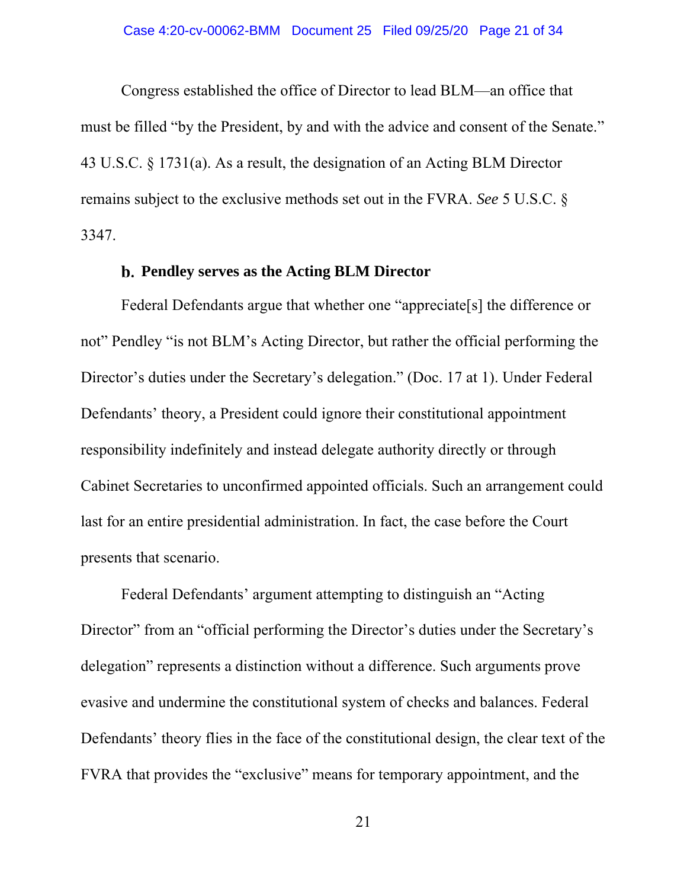Congress established the office of Director to lead BLM—an office that must be filled "by the President, by and with the advice and consent of the Senate." 43 U.S.C. § 1731(a). As a result, the designation of an Acting BLM Director remains subject to the exclusive methods set out in the FVRA. *See* 5 U.S.C. § 3347.

**b. Pendley serves as the Acting BLM Director**

Federal Defendants argue that whether one "appreciate[s] the difference or not" Pendley "is not BLM's Acting Director, but rather the official performing the Director's duties under the Secretary's delegation." (Doc. 17 at 1). Under Federal Defendants' theory, a President could ignore their constitutional appointment responsibility indefinitely and instead delegate authority directly or through Cabinet Secretaries to unconfirmed appointed officials. Such an arrangement could last for an entire presidential administration. In fact, the case before the Court presents that scenario.

Federal Defendants' argument attempting to distinguish an "Acting Director" from an "official performing the Director's duties under the Secretary's delegation" represents a distinction without a difference. Such arguments prove evasive and undermine the constitutional system of checks and balances. Federal Defendants' theory flies in the face of the constitutional design, the clear text of the FVRA that provides the "exclusive" means for temporary appointment, and the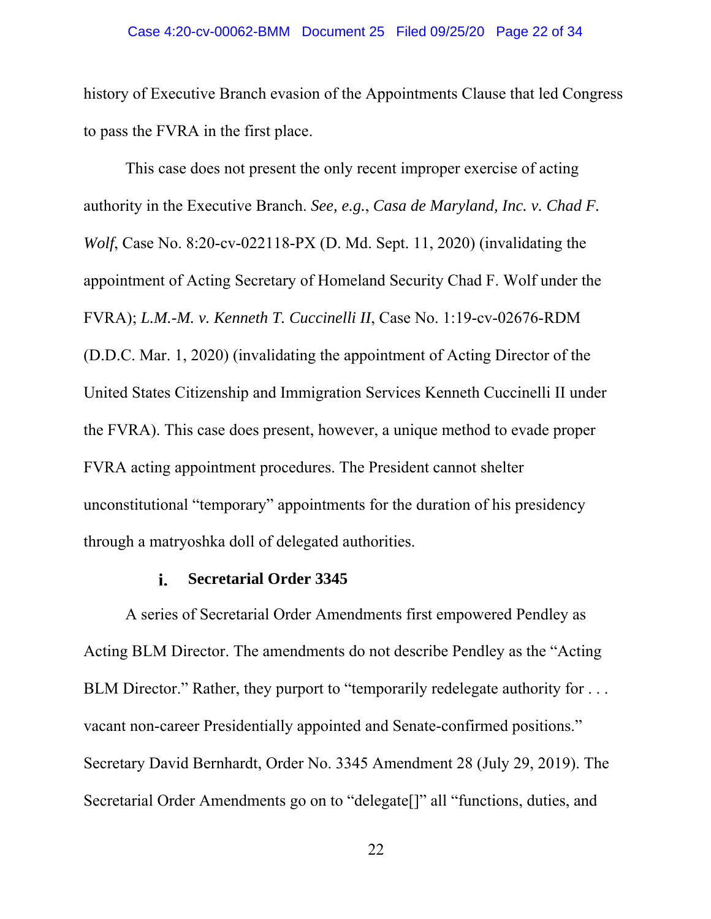history of Executive Branch evasion of the Appointments Clause that led Congress to pass the FVRA in the first place.

This case does not present the only recent improper exercise of acting authority in the Executive Branch. *See, e.g.*, *Casa de Maryland, Inc. v. Chad F. Wolf*, Case No. 8:20-cv-022118-PX (D. Md. Sept. 11, 2020) (invalidating the appointment of Acting Secretary of Homeland Security Chad F. Wolf under the FVRA); *L.M.-M. v. Kenneth T. Cuccinelli II*, Case No. 1:19-cv-02676-RDM (D.D.C. Mar. 1, 2020) (invalidating the appointment of Acting Director of the United States Citizenship and Immigration Services Kenneth Cuccinelli II under the FVRA). This case does present, however, a unique method to evade proper FVRA acting appointment procedures. The President cannot shelter unconstitutional "temporary" appointments for the duration of his presidency through a matryoshka doll of delegated authorities.

#### i. Secretarial Order 3345

A series of Secretarial Order Amendments first empowered Pendley as Acting BLM Director. The amendments do not describe Pendley as the "Acting BLM Director." Rather, they purport to "temporarily redelegate authority for . . . vacant non-career Presidentially appointed and Senate-confirmed positions." Secretary David Bernhardt, Order No. 3345 Amendment 28 (July 29, 2019). The Secretarial Order Amendments go on to "delegate[]" all "functions, duties, and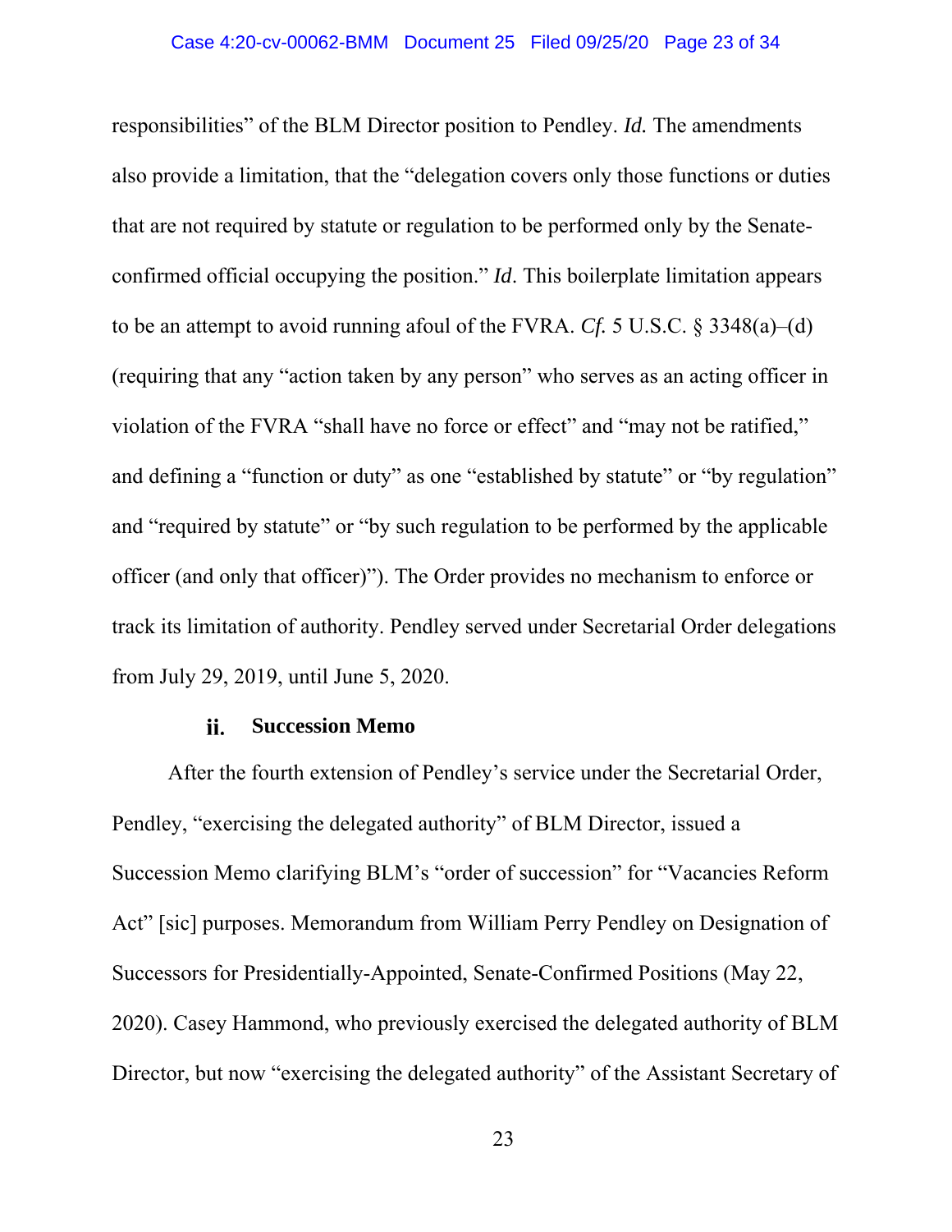responsibilities" of the BLM Director position to Pendley. *Id.* The amendments also provide a limitation, that the "delegation covers only those functions or duties that are not required by statute or regulation to be performed only by the Senate-confirmed official occupying the position." *Id*. This boilerplate limitation appears to be an attempt to avoid running afoul of the FVRA. *Cf.* 5 U.S.C. § 3348(a)–(d) (requiring that any "action taken by any person" who serves as an acting officer in violation of the FVRA "shall have no force or effect" and "may not be ratified," and defining a "function or duty" as one "established by statute" or "by regulation" and "required by statute" or "by such regulation to be performed by the applicable officer (and only that officer)"). The Order provides no mechanism to enforce or track its limitation of authority. Pendley served under Secretarial Order delegations from July 29, 2019, until June 5, 2020.

#### ii. Succession Memo

After the fourth extension of Pendley's service under the Secretarial Order, Pendley, "exercising the delegated authority" of BLM Director, issued a Succession Memo clarifying BLM's "order of succession" for "Vacancies Reform Act" [sic] purposes. Memorandum from William Perry Pendley on Designation of Successors for Presidentially-Appointed, Senate-Confirmed Positions (May 22, 2020). Casey Hammond, who previously exercised the delegated authority of BLM Director, but now "exercising the delegated authority" of the Assistant Secretary of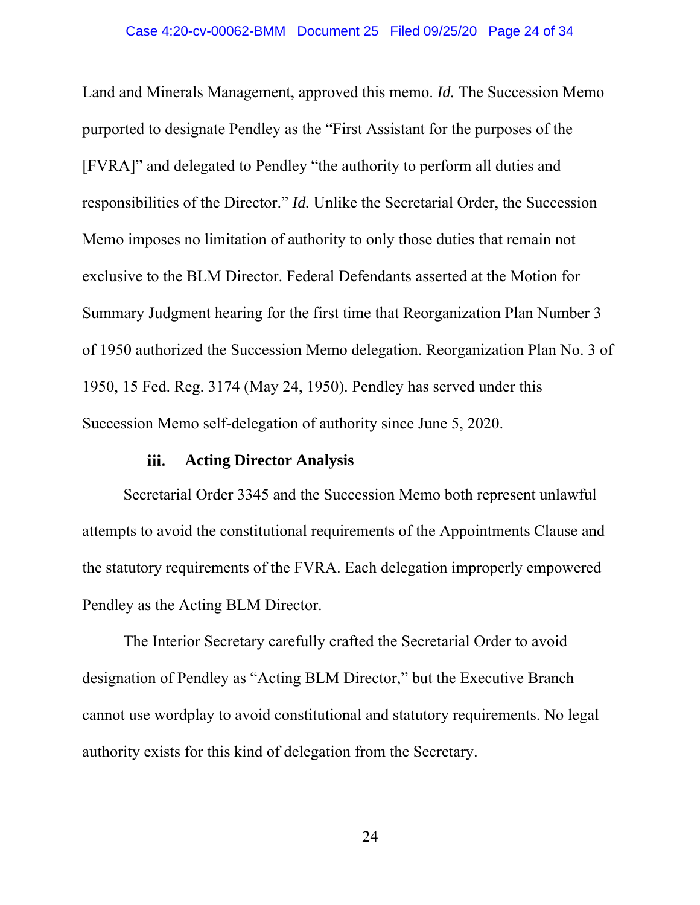Land and Minerals Management, approved this memo. *Id.* The Succession Memo purported to designate Pendley as the "First Assistant for the purposes of the [FVRA]" and delegated to Pendley "the authority to perform all duties and responsibilities of the Director." *Id.* Unlike the Secretarial Order, the Succession Memo imposes no limitation of authority to only those duties that remain not exclusive to the BLM Director. Federal Defendants asserted at the Motion for Summary Judgment hearing for the first time that Reorganization Plan Number 3 of 1950 authorized the Succession Memo delegation. Reorganization Plan No. 3 of 1950, 15 Fed. Reg. 3174 (May 24, 1950). Pendley has served under this Succession Memo self-delegation of authority since June 5, 2020.

#### iii. Acting Director Analysis

Secretarial Order 3345 and the Succession Memo both represent unlawful attempts to avoid the constitutional requirements of the Appointments Clause and the statutory requirements of the FVRA. Each delegation improperly empowered Pendley as the Acting BLM Director.

The Interior Secretary carefully crafted the Secretarial Order to avoid designation of Pendley as "Acting BLM Director," but the Executive Branch cannot use wordplay to avoid constitutional and statutory requirements. No legal authority exists for this kind of delegation from the Secretary.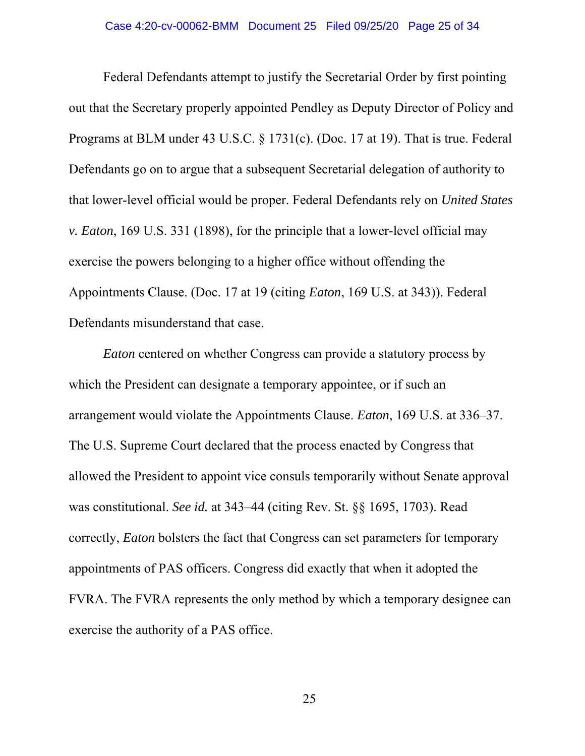Federal Defendants attempt to justify the Secretarial Order by first pointing out that the Secretary properly appointed Pendley as Deputy Director of Policy and Programs at BLM under 43 U.S.C. § 1731(c). (Doc. 17 at 19). That is true. Federal Defendants go on to argue that a subsequent Secretarial delegation of authority to that lower-level official would be proper. Federal Defendants rely on *United States v. Eaton*, 169 U.S. 331 (1898), for the principle that a lower-level official may exercise the powers belonging to a higher office without offending the Appointments Clause. (Doc. 17 at 19 (citing *Eaton*, 169 U.S. at 343)). Federal Defendants misunderstand that case.

*Eaton* centered on whether Congress can provide a statutory process by which the President can designate a temporary appointee, or if such an arrangement would violate the Appointments Clause. *Eaton*, 169 U.S. at 336–37. The U.S. Supreme Court declared that the process enacted by Congress that allowed the President to appoint vice consuls temporarily without Senate approval was constitutional. *See id.* at 343–44 (citing Rev. St. §§ 1695, 1703). Read correctly, *Eaton* bolsters the fact that Congress can set parameters for temporary appointments of PAS officers. Congress did exactly that when it adopted the FVRA. The FVRA represents the only method by which a temporary designee can exercise the authority of a PAS office.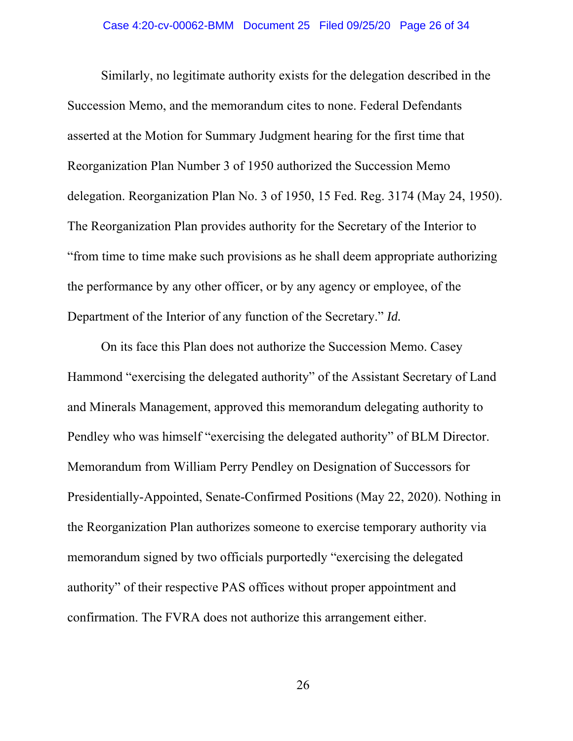Similarly, no legitimate authority exists for the delegation described in the Succession Memo, and the memorandum cites to none. Federal Defendants asserted at the Motion for Summary Judgment hearing for the first time that Reorganization Plan Number 3 of 1950 authorized the Succession Memo delegation. Reorganization Plan No. 3 of 1950, 15 Fed. Reg. 3174 (May 24, 1950). The Reorganization Plan provides authority for the Secretary of the Interior to "from time to time make such provisions as he shall deem appropriate authorizing the performance by any other officer, or by any agency or employee, of the Department of the Interior of any function of the Secretary." *Id.*

On its face this Plan does not authorize the Succession Memo. Casey Hammond "exercising the delegated authority" of the Assistant Secretary of Land and Minerals Management, approved this memorandum delegating authority to Pendley who was himself "exercising the delegated authority" of BLM Director. Memorandum from William Perry Pendley on Designation of Successors for Presidentially-Appointed, Senate-Confirmed Positions (May 22, 2020). Nothing in the Reorganization Plan authorizes someone to exercise temporary authority via memorandum signed by two officials purportedly "exercising the delegated authority" of their respective PAS offices without proper appointment and confirmation. The FVRA does not authorize this arrangement either.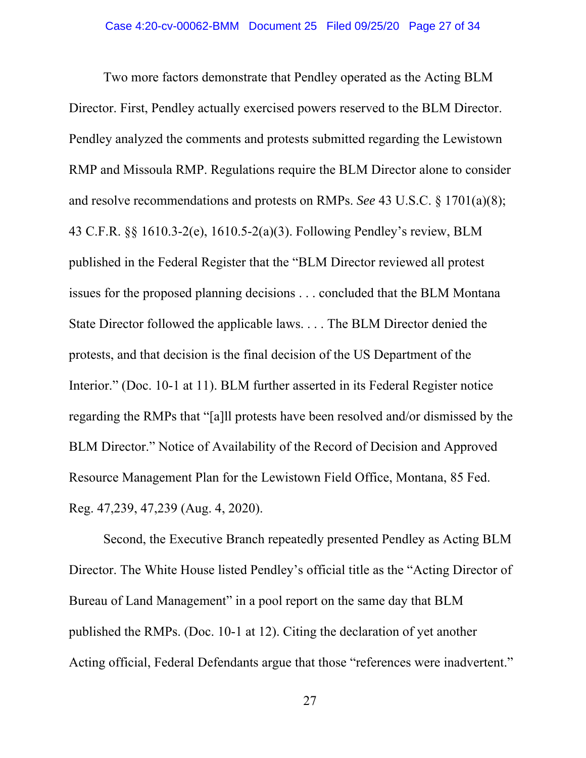Two more factors demonstrate that Pendley operated as the Acting BLM Director. First, Pendley actually exercised powers reserved to the BLM Director. Pendley analyzed the comments and protests submitted regarding the Lewistown RMP and Missoula RMP. Regulations require the BLM Director alone to consider and resolve recommendations and protests on RMPs. *See* 43 U.S.C. § 1701(a)(8); 43 C.F.R. §§ 1610.3-2(e), 1610.5-2(a)(3). Following Pendley's review, BLM published in the Federal Register that the "BLM Director reviewed all protest issues for the proposed planning decisions . . . concluded that the BLM Montana State Director followed the applicable laws. . . . The BLM Director denied the protests, and that decision is the final decision of the US Department of the Interior." (Doc. 10-1 at 11). BLM further asserted in its Federal Register notice regarding the RMPs that "[a]ll protests have been resolved and/or dismissed by the BLM Director." Notice of Availability of the Record of Decision and Approved Resource Management Plan for the Lewistown Field Office, Montana, 85 Fed. Reg. 47,239, 47,239 (Aug. 4, 2020).

Second, the Executive Branch repeatedly presented Pendley as Acting BLM Director. The White House listed Pendley's official title as the "Acting Director of Bureau of Land Management" in a pool report on the same day that BLM published the RMPs. (Doc. 10-1 at 12). Citing the declaration of yet another Acting official, Federal Defendants argue that those "references were inadvertent."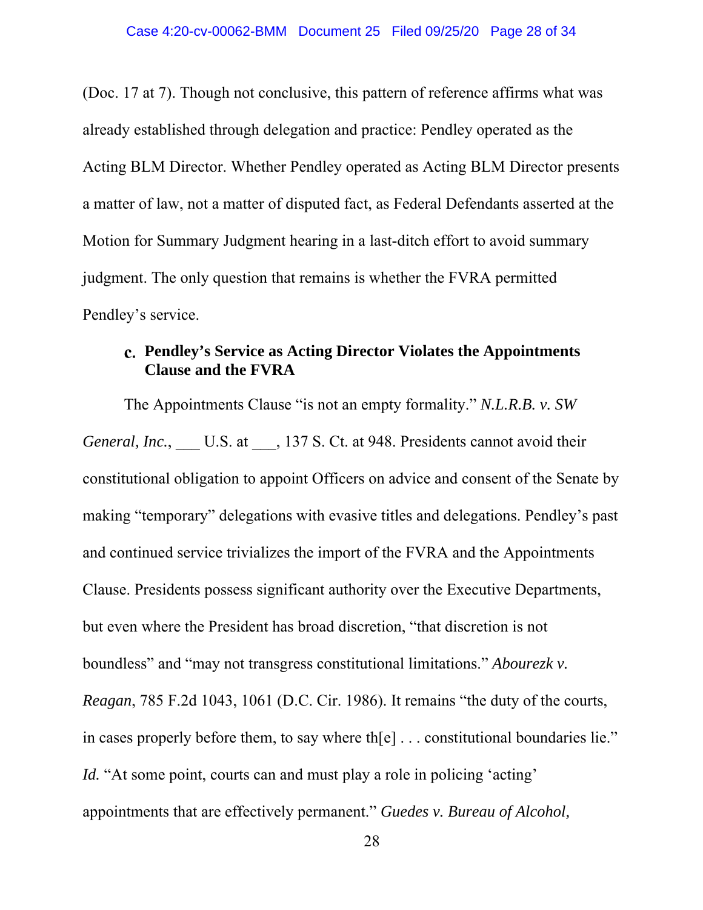(Doc. 17 at 7). Though not conclusive, this pattern of reference affirms what was already established through delegation and practice: Pendley operated as the Acting BLM Director. Whether Pendley operated as Acting BLM Director presents a matter of law, not a matter of disputed fact, as Federal Defendants asserted at the Motion for Summary Judgment hearing in a last-ditch effort to avoid summary judgment. The only question that remains is whether the FVRA permitted Pendley's service.

### c. Pendley's Service as Acting Director Violates the Appointments Clause and the FVRA

The Appointments Clause "is not an empty formality." *N.L.R.B. v. SW General, Inc.*, ___ U.S. at ___, 137 S. Ct. at 948. Presidents cannot avoid their constitutional obligation to appoint Officers on advice and consent of the Senate by making "temporary" delegations with evasive titles and delegations. Pendley's past and continued service trivializes the import of the FVRA and the Appointments Clause. Presidents possess significant authority over the Executive Departments, but even where the President has broad discretion, "that discretion is not boundless" and "may not transgress constitutional limitations." *Abourezk v. Reagan*, 785 F.2d 1043, 1061 (D.C. Cir. 1986). It remains "the duty of the courts, in cases properly before them, to say where th[e] . . . constitutional boundaries lie." *Id.* "At some point, courts can and must play a role in policing 'acting' appointments that are effectively permanent." *Guedes v. Bureau of Alcohol,*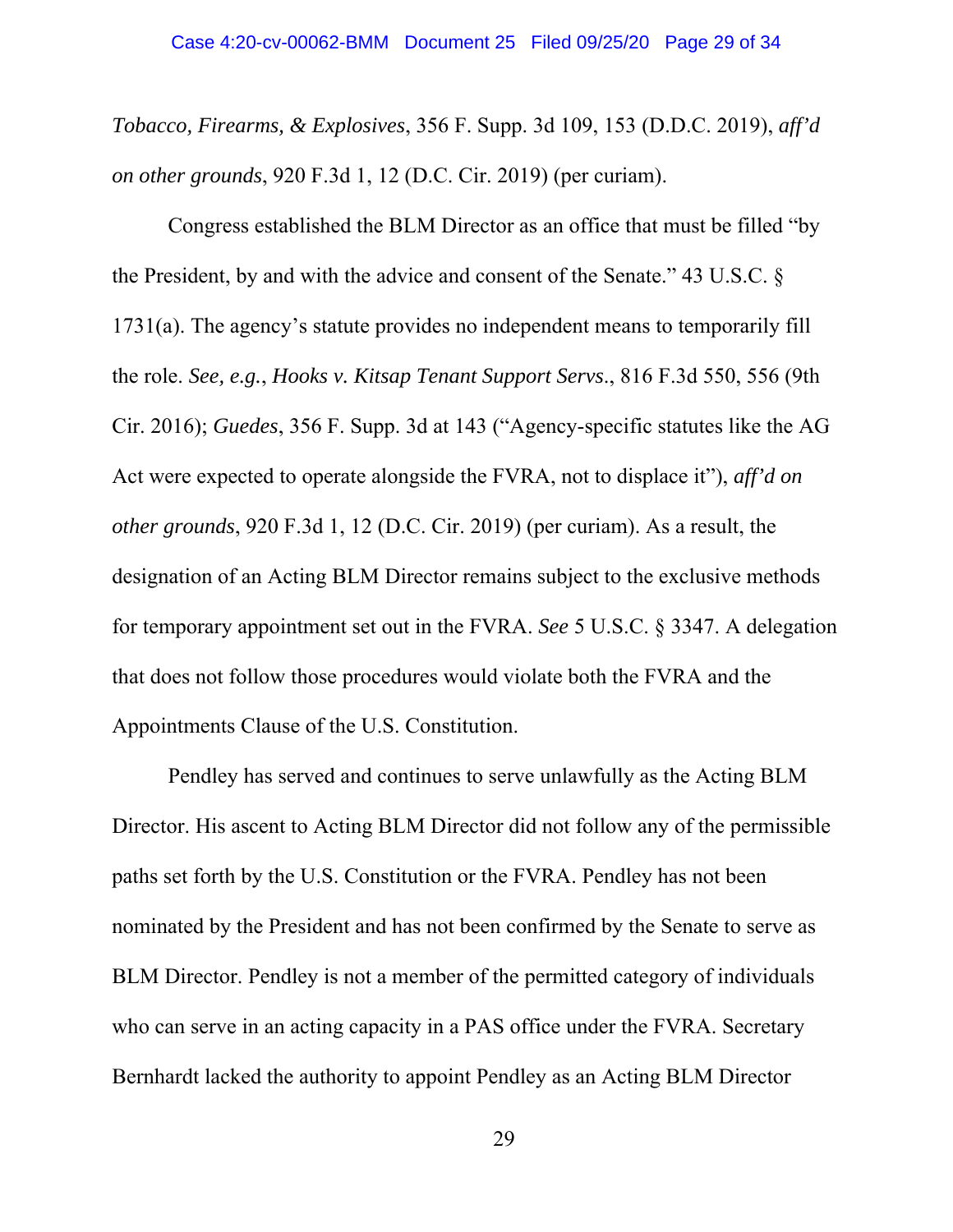*Tobacco, Firearms, & Explosives*, 356 F. Supp. 3d 109, 153 (D.D.C. 2019), *aff'd on other grounds*, 920 F.3d 1, 12 (D.C. Cir. 2019) (per curiam).

Congress established the BLM Director as an office that must be filled "by the President, by and with the advice and consent of the Senate." 43 U.S.C. § 1731(a). The agency's statute provides no independent means to temporarily fill the role. *See, e.g.*, *Hooks v. Kitsap Tenant Support Servs*., 816 F.3d 550, 556 (9th Cir. 2016); *Guedes*, 356 F. Supp. 3d at 143 ("Agency-specific statutes like the AG Act were expected to operate alongside the FVRA, not to displace it"), *aff'd on other grounds*, 920 F.3d 1, 12 (D.C. Cir. 2019) (per curiam). As a result, the designation of an Acting BLM Director remains subject to the exclusive methods for temporary appointment set out in the FVRA. *See* 5 U.S.C. § 3347. A delegation that does not follow those procedures would violate both the FVRA and the Appointments Clause of the U.S. Constitution.

Pendley has served and continues to serve unlawfully as the Acting BLM Director. His ascent to Acting BLM Director did not follow any of the permissible paths set forth by the U.S. Constitution or the FVRA. Pendley has not been nominated by the President and has not been confirmed by the Senate to serve as BLM Director. Pendley is not a member of the permitted category of individuals who can serve in an acting capacity in a PAS office under the FVRA. Secretary Bernhardt lacked the authority to appoint Pendley as an Acting BLM Director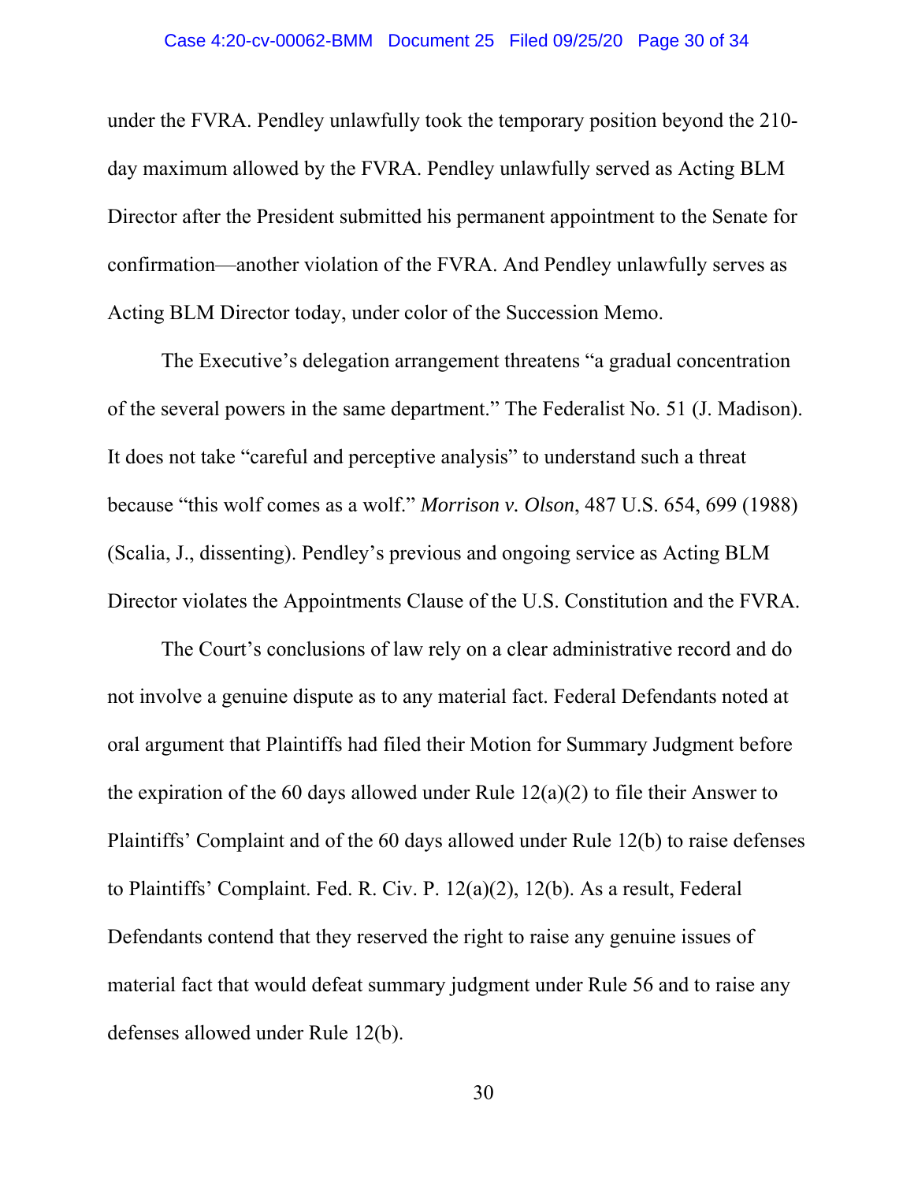under the FVRA. Pendley unlawfully took the temporary position beyond the 210-day maximum allowed by the FVRA. Pendley unlawfully served as Acting BLM Director after the President submitted his permanent appointment to the Senate for confirmation—another violation of the FVRA. And Pendley unlawfully serves as Acting BLM Director today, under color of the Succession Memo.

The Executive's delegation arrangement threatens "a gradual concentration of the several powers in the same department." The Federalist No. 51 (J. Madison). It does not take "careful and perceptive analysis" to understand such a threat because "this wolf comes as a wolf." *Morrison v. Olson*, 487 U.S. 654, 699 (1988) (Scalia, J., dissenting). Pendley's previous and ongoing service as Acting BLM Director violates the Appointments Clause of the U.S. Constitution and the FVRA.

The Court's conclusions of law rely on a clear administrative record and do not involve a genuine dispute as to any material fact. Federal Defendants noted at oral argument that Plaintiffs had filed their Motion for Summary Judgment before the expiration of the 60 days allowed under Rule 12(a)(2) to file their Answer to Plaintiffs' Complaint and of the 60 days allowed under Rule 12(b) to raise defenses to Plaintiffs' Complaint. Fed. R. Civ. P. 12(a)(2), 12(b). As a result, Federal Defendants contend that they reserved the right to raise any genuine issues of material fact that would defeat summary judgment under Rule 56 and to raise any defenses allowed under Rule 12(b).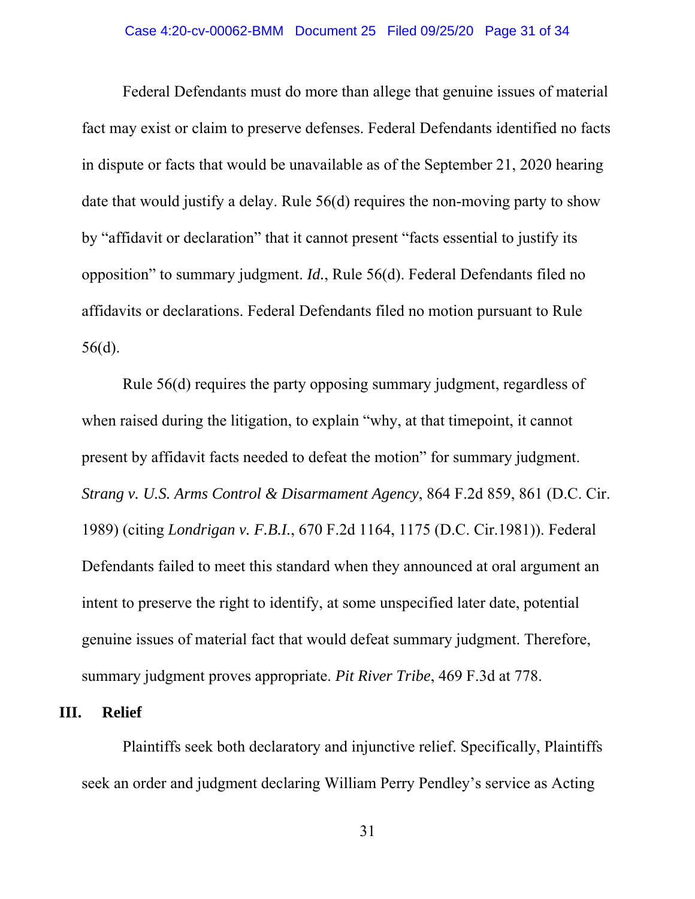Federal Defendants must do more than allege that genuine issues of material fact may exist or claim to preserve defenses. Federal Defendants identified no facts in dispute or facts that would be unavailable as of the September 21, 2020 hearing date that would justify a delay. Rule 56(d) requires the non-moving party to show by "affidavit or declaration" that it cannot present "facts essential to justify its opposition" to summary judgment. *Id.*, Rule 56(d). Federal Defendants filed no affidavits or declarations. Federal Defendants filed no motion pursuant to Rule 56(d).

Rule 56(d) requires the party opposing summary judgment, regardless of when raised during the litigation, to explain "why, at that timepoint, it cannot present by affidavit facts needed to defeat the motion" for summary judgment. *Strang v. U.S. Arms Control & Disarmament Agency*, 864 F.2d 859, 861 (D.C. Cir. 1989) (citing *Londrigan v. F.B.I.*, 670 F.2d 1164, 1175 (D.C. Cir.1981)). Federal Defendants failed to meet this standard when they announced at oral argument an intent to preserve the right to identify, at some unspecified later date, potential genuine issues of material fact that would defeat summary judgment. Therefore, summary judgment proves appropriate. *Pit River Tribe*, 469 F.3d at 778.

## III. Relief

Plaintiffs seek both declaratory and injunctive relief. Specifically, Plaintiffs seek an order and judgment declaring William Perry Pendley's service as Acting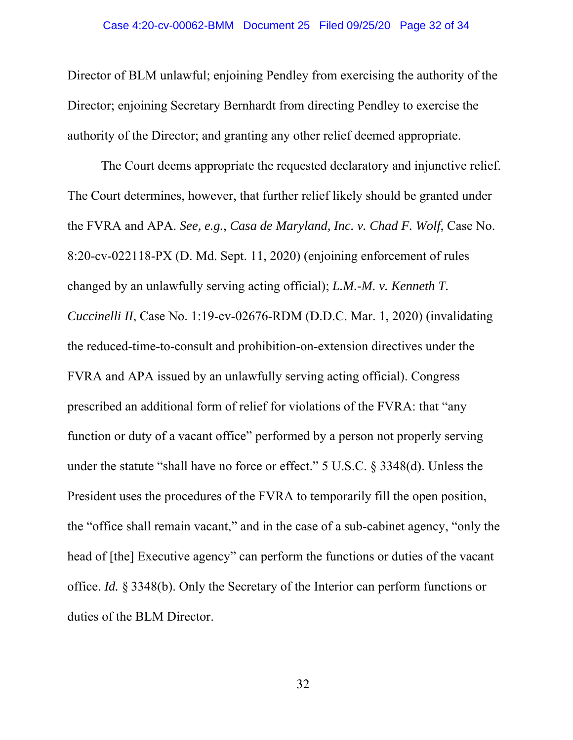Director of BLM unlawful; enjoining Pendley from exercising the authority of the Director; enjoining Secretary Bernhardt from directing Pendley to exercise the authority of the Director; and granting any other relief deemed appropriate.

The Court deems appropriate the requested declaratory and injunctive relief. The Court determines, however, that further relief likely should be granted under the FVRA and APA. *See, e.g.*, *Casa de Maryland, Inc. v. Chad F. Wolf*, Case No. 8:20-cv-022118-PX (D. Md. Sept. 11, 2020) (enjoining enforcement of rules changed by an unlawfully serving acting official); *L.M.-M. v. Kenneth T. Cuccinelli II*, Case No. 1:19-cv-02676-RDM (D.D.C. Mar. 1, 2020) (invalidating the reduced-time-to-consult and prohibition-on-extension directives under the FVRA and APA issued by an unlawfully serving acting official). Congress prescribed an additional form of relief for violations of the FVRA: that "any function or duty of a vacant office" performed by a person not properly serving under the statute "shall have no force or effect." 5 U.S.C. § 3348(d). Unless the President uses the procedures of the FVRA to temporarily fill the open position, the "office shall remain vacant," and in the case of a sub-cabinet agency, "only the head of [the] Executive agency" can perform the functions or duties of the vacant office. *Id.* § 3348(b). Only the Secretary of the Interior can perform functions or duties of the BLM Director.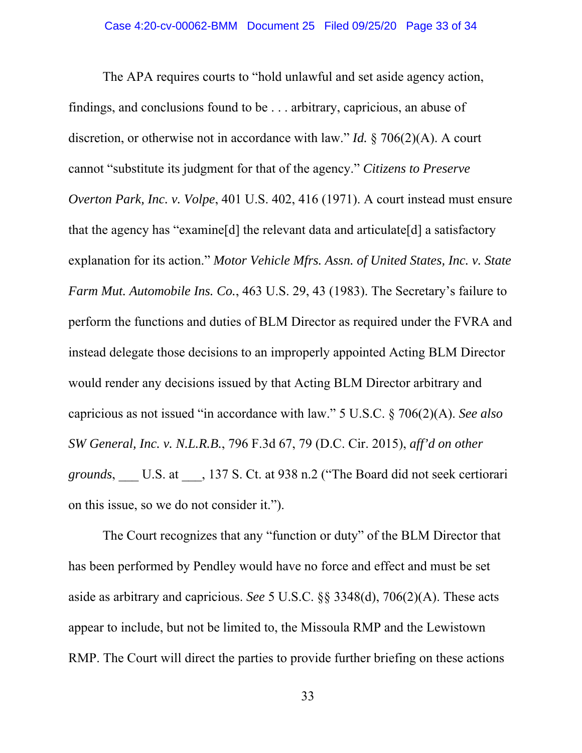The APA requires courts to "hold unlawful and set aside agency action, findings, and conclusions found to be . . . arbitrary, capricious, an abuse of discretion, or otherwise not in accordance with law." *Id.* § 706(2)(A). A court cannot "substitute its judgment for that of the agency." *Citizens to Preserve Overton Park, Inc. v. Volpe*, 401 U.S. 402, 416 (1971). A court instead must ensure that the agency has "examine[d] the relevant data and articulate[d] a satisfactory explanation for its action." *Motor Vehicle Mfrs. Assn. of United States, Inc. v. State Farm Mut. Automobile Ins. Co.*, 463 U.S. 29, 43 (1983). The Secretary's failure to perform the functions and duties of BLM Director as required under the FVRA and instead delegate those decisions to an improperly appointed Acting BLM Director would render any decisions issued by that Acting BLM Director arbitrary and capricious as not issued "in accordance with law." 5 U.S.C. § 706(2)(A). *See also SW General, Inc. v. N.L.R.B.*, 796 F.3d 67, 79 (D.C. Cir. 2015), *aff'd on other grounds*, ___ U.S. at ___, 137 S. Ct. at 938 n.2 ("The Board did not seek certiorari on this issue, so we do not consider it.").

The Court recognizes that any "function or duty" of the BLM Director that has been performed by Pendley would have no force and effect and must be set aside as arbitrary and capricious. *See* 5 U.S.C. §§ 3348(d), 706(2)(A). These acts appear to include, but not be limited to, the Missoula RMP and the Lewistown RMP. The Court will direct the parties to provide further briefing on these actions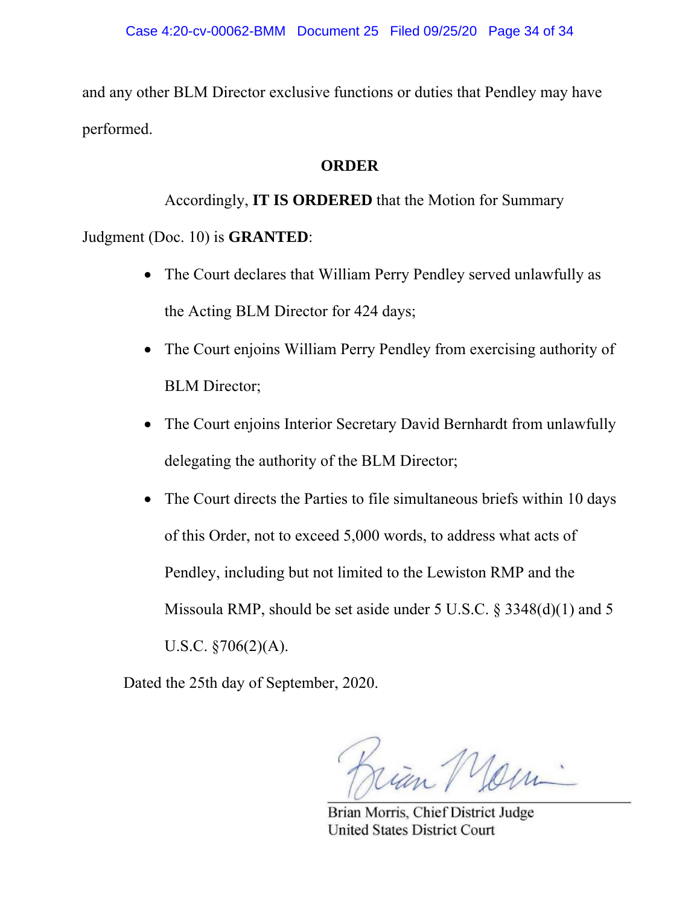and any other BLM Director exclusive functions or duties that Pendley may have performed.

**ORDER**

Accordingly, **IT IS ORDERED** that the Motion for Summary Judgment (Doc. 10) is **GRANTED**:

- The Court declares that William Perry Pendley served unlawfully as the Acting BLM Director for 424 days;
- The Court enjoins William Perry Pendley from exercising authority of BLM Director;
- The Court enjoins Interior Secretary David Bernhardt from unlawfully delegating the authority of the BLM Director;
- The Court directs the Parties to file simultaneous briefs within 10 days of this Order, not to exceed 5,000 words, to address what acts of Pendley, including but not limited to the Lewiston RMP and the Missoula RMP, should be set aside under 5 U.S.C. § 3348(d)(1) and 5 U.S.C. §706(2)(A).

Dated the 25th day of September, 2020.

Brian Morris, Chief District Judge
United States District Court